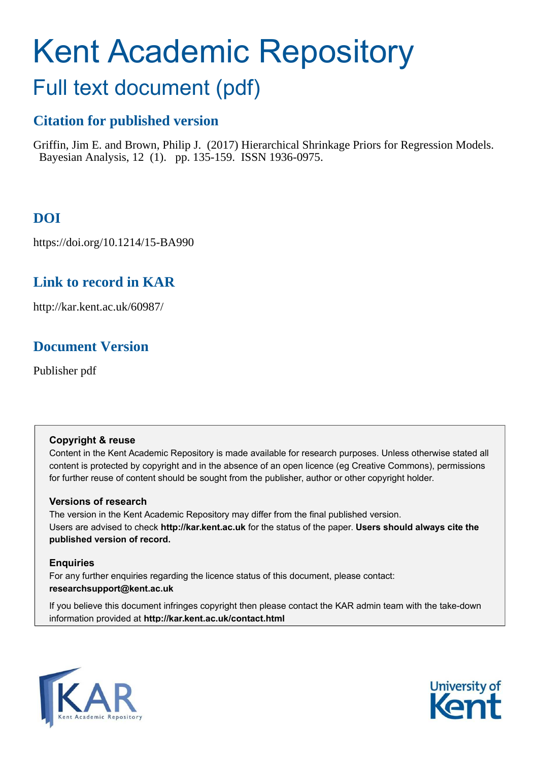# Kent Academic Repository

## Full text document (pdf)

### Citation for published version

Griffin, Jim E. and Brown, Philip J. (2017) Hierarchical Shrinkage Priors for Regression Models. Bayesian Analysis, 12 (1). pp. 135-159. ISSN 1936-0975.

### DOI

https://doi.org/10.1214/15-BA990

### Link to record in KAR

http://kar.kent.ac.uk/60987/

### Document Version

Publisher pdf

**Copyright & reuse**

Content in the Kent Academic Repository is made available for research purposes. Unless otherwise stated all content is protected by copyright and in the absence of an open licence (eg Creative Commons), permissions for further reuse of content should be sought from the publisher, author or other copyright holder.

**Versions of research**

The version in the Kent Academic Repository may differ from the final published version. Users are advised to check **http://kar.kent.ac.uk** for the status of the paper. **Users should always cite the published version of record.**

**Enquiries**

For any further enquiries regarding the licence status of this document, please contact: **researchsupport@kent.ac.uk**

If you believe this document infringes copyright then please contact the KAR admin team with the take-down information provided at **http://kar.kent.ac.uk/contact.html**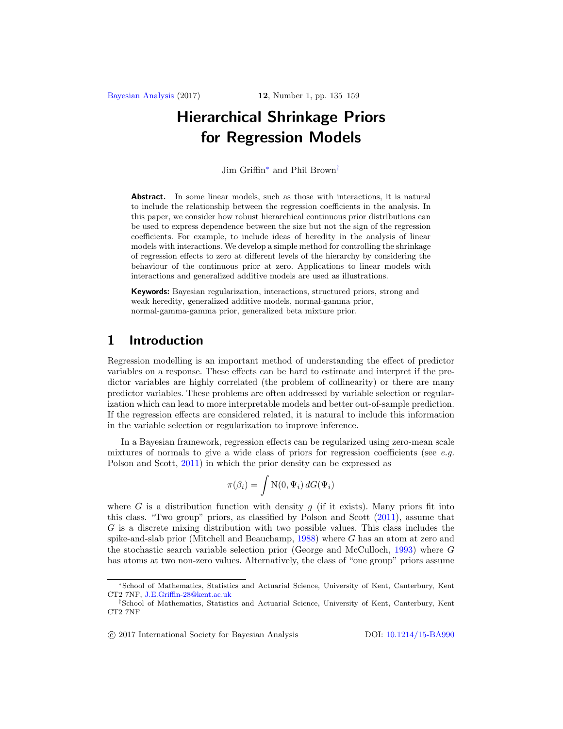# Hierarchical Shrinkage Priors for Regression Models

Jim Griffin[*] and Phil Brown[†]

**Abstract.** In some linear models, such as those with interactions, it is natural to include the relationship between the regression coefficients in the analysis. In this paper, we consider how robust hierarchical continuous prior distributions can be used to express dependence between the size but not the sign of the regression coefficients. For example, to include ideas of heredity in the analysis of linear models with interactions. We develop a simple method for controlling the shrinkage of regression effects to zero at different levels of the hierarchy by considering the behaviour of the continuous prior at zero. Applications to linear models with interactions and generalized additive models are used as illustrations.

**Keywords:** Bayesian regularization, interactions, structured priors, strong and weak heredity, generalized additive models, normal-gamma prior, normal-gamma-gamma prior, generalized beta mixture prior.

## 1 Introduction

Regression modelling is an important method of understanding the effect of predictor variables on a response. These effects can be hard to estimate and interpret if the predictor variables are highly correlated (the problem of collinearity) or there are many predictor variables. These problems are often addressed by variable selection or regularization which can lead to more interpretable models and better out-of-sample prediction. If the regression effects are considered related, it is natural to include this information in the variable selection or regularization to improve inference.

In a Bayesian framework, regression effects can be regularized using zero-mean scale mixtures of normals to give a wide class of priors for regression coefficients (see *e.g.* Polson and Scott, 2011) in which the prior density can be expressed as

$$\pi(\beta_i) = \int \mathrm{N}(0, \Psi_i)\, dG(\Psi_i)$$

where $G$ is a distribution function with density $g$ (if it exists). Many priors fit into this class. "Two group" priors, as classified by Polson and Scott (2011), assume that $G$ is a discrete mixing distribution with two possible values. This class includes the spike-and-slab prior (Mitchell and Beauchamp, 1988) where $G$ has an atom at zero and the stochastic search variable selection prior (George and McCulloch, 1993) where $G$ has atoms at two non-zero values. Alternatively, the class of "one group" priors assume

---

[*] School of Mathematics, Statistics and Actuarial Science, University of Kent, Canterbury, Kent CT2 7NF, J.E.Griffin-28@kent.ac.uk

[†] School of Mathematics, Statistics and Actuarial Science, University of Kent, Canterbury, Kent CT2 7NF

© 2017 International Society for Bayesian Analysis DOI: 10.1214/15-BA990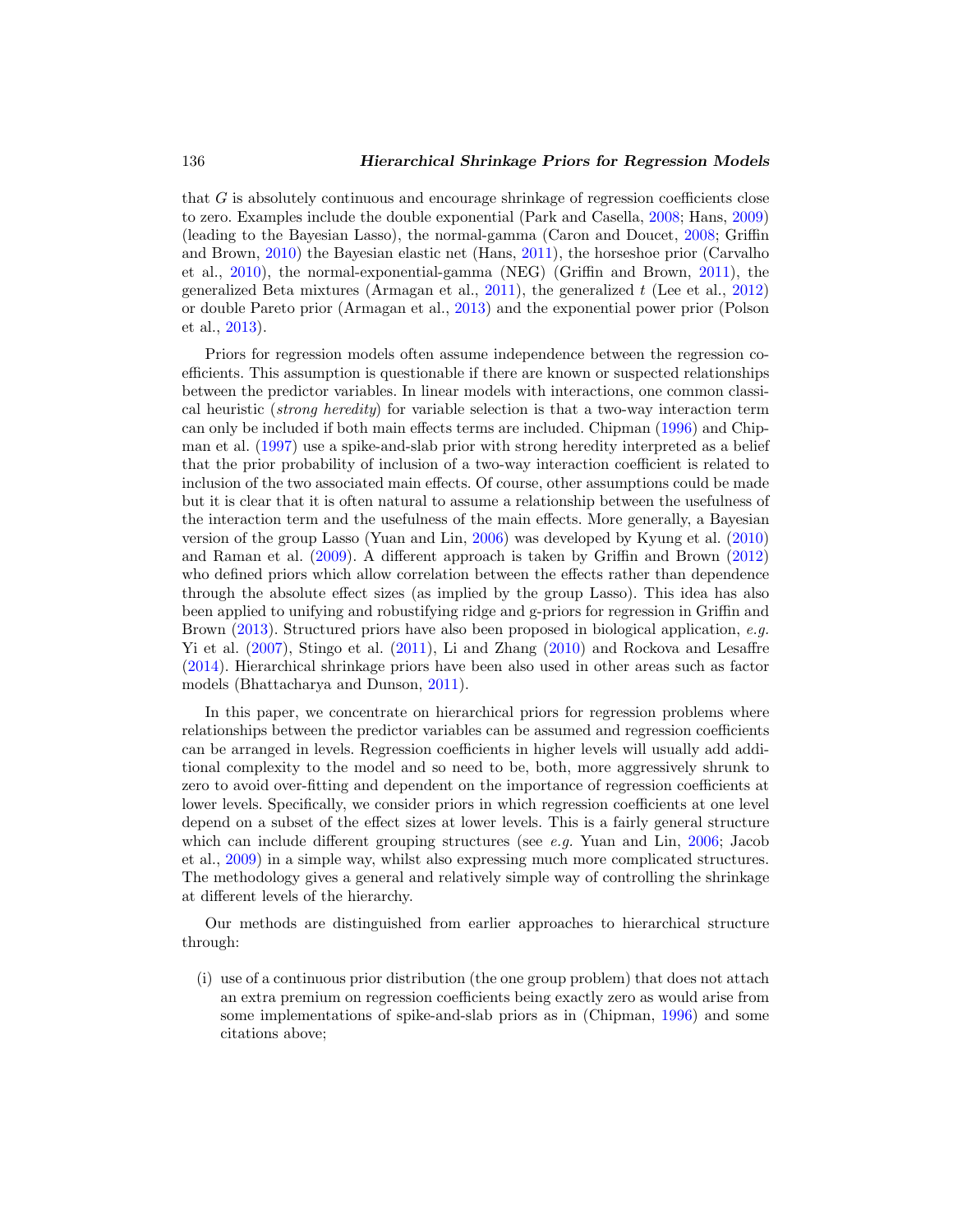that $G$ is absolutely continuous and encourage shrinkage of regression coefficients close to zero. Examples include the double exponential (Park and Casella, 2008; Hans, 2009) (leading to the Bayesian Lasso), the normal-gamma (Caron and Doucet, 2008; Griffin and Brown, 2010) the Bayesian elastic net (Hans, 2011), the horseshoe prior (Carvalho et al., 2010), the normal-exponential-gamma (NEG) (Griffin and Brown, 2011), the generalized Beta mixtures (Armagan et al., 2011), the generalized $t$ (Lee et al., 2012) or double Pareto prior (Armagan et al., 2013) and the exponential power prior (Polson et al., 2013).

Priors for regression models often assume independence between the regression coefficients. This assumption is questionable if there are known or suspected relationships between the predictor variables. In linear models with interactions, one common classical heuristic (*strong heredity*) for variable selection is that a two-way interaction term can only be included if both main effects terms are included. Chipman (1996) and Chipman et al. (1997) use a spike-and-slab prior with strong heredity interpreted as a belief that the prior probability of inclusion of a two-way interaction coefficient is related to inclusion of the two associated main effects. Of course, other assumptions could be made but it is clear that it is often natural to assume a relationship between the usefulness of the interaction term and the usefulness of the main effects. More generally, a Bayesian version of the group Lasso (Yuan and Lin, 2006) was developed by Kyung et al. (2010) and Raman et al. (2009). A different approach is taken by Griffin and Brown (2012) who defined priors which allow correlation between the effects rather than dependence through the absolute effect sizes (as implied by the group Lasso). This idea has also been applied to unifying and robustifying ridge and g-priors for regression in Griffin and Brown (2013). Structured priors have also been proposed in biological application, *e.g.* Yi et al. (2007), Stingo et al. (2011), Li and Zhang (2010) and Rockova and Lesaffre (2014). Hierarchical shrinkage priors have been also used in other areas such as factor models (Bhattacharya and Dunson, 2011).

In this paper, we concentrate on hierarchical priors for regression problems where relationships between the predictor variables can be assumed and regression coefficients can be arranged in levels. Regression coefficients in higher levels will usually add additional complexity to the model and so need to be, both, more aggressively shrunk to zero to avoid over-fitting and dependent on the importance of regression coefficients at lower levels. Specifically, we consider priors in which regression coefficients at one level depend on a subset of the effect sizes at lower levels. This is a fairly general structure which can include different grouping structures (see *e.g.* Yuan and Lin, 2006; Jacob et al., 2009) in a simple way, whilst also expressing much more complicated structures. The methodology gives a general and relatively simple way of controlling the shrinkage at different levels of the hierarchy.

Our methods are distinguished from earlier approaches to hierarchical structure through:

(i) use of a continuous prior distribution (the one group problem) that does not attach an extra premium on regression coefficients being exactly zero as would arise from some implementations of spike-and-slab priors as in (Chipman, 1996) and some citations above;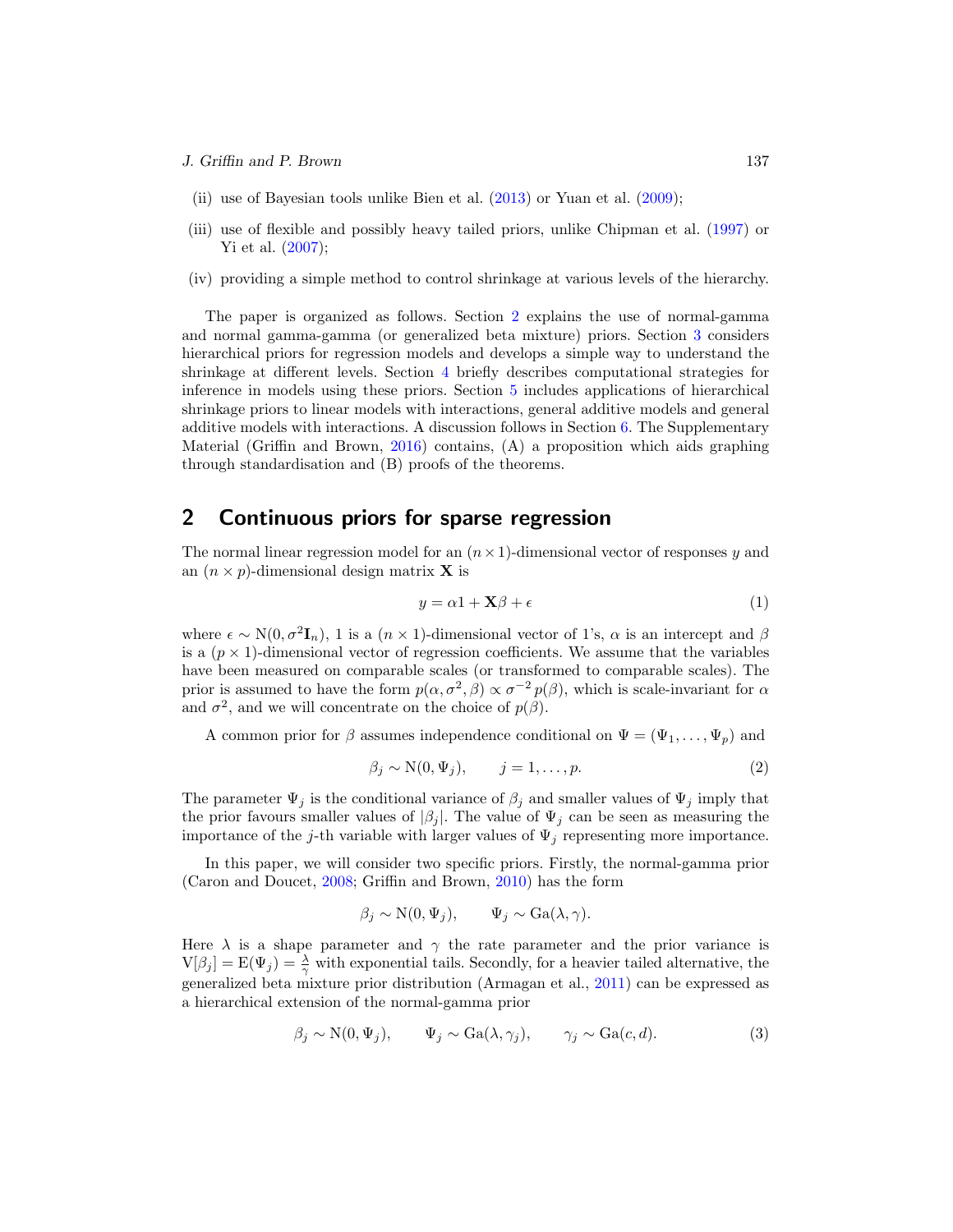- (ii) use of Bayesian tools unlike Bien et al. (2013) or Yuan et al. (2009);
- (iii) use of flexible and possibly heavy tailed priors, unlike Chipman et al. (1997) or Yi et al. (2007);
- (iv) providing a simple method to control shrinkage at various levels of the hierarchy.

The paper is organized as follows. Section 2 explains the use of normal-gamma and normal gamma-gamma (or generalized beta mixture) priors. Section 3 considers hierarchical priors for regression models and develops a simple way to understand the shrinkage at different levels. Section 4 briefly describes computational strategies for inference in models using these priors. Section 5 includes applications of hierarchical shrinkage priors to linear models with interactions, general additive models and general additive models with interactions. A discussion follows in Section 6. The Supplementary Material (Griffin and Brown, 2016) contains, (A) a proposition which aids graphing through standardisation and (B) proofs of the theorems.

## 2 Continuous priors for sparse regression

The normal linear regression model for an $(n \times 1)$-dimensional vector of responses $y$ and an $(n \times p)$-dimensional design matrix $\mathbf{X}$ is

$$y = \alpha 1 + \mathbf{X}\beta + \epsilon \tag{1}$$

where $\epsilon \sim \mathrm{N}(0, \sigma^2 \mathbf{I}_n)$, 1 is a $(n \times 1)$-dimensional vector of 1's, $\alpha$ is an intercept and $\beta$ is a $(p \times 1)$-dimensional vector of regression coefficients. We assume that the variables have been measured on comparable scales (or transformed to comparable scales). The prior is assumed to have the form $p(\alpha, \sigma^2, \beta) \propto \sigma^{-2}\, p(\beta)$, which is scale-invariant for $\alpha$ and $\sigma^2$, and we will concentrate on the choice of $p(\beta)$.

A common prior for $\beta$ assumes independence conditional on $\Psi = (\Psi_1, \ldots, \Psi_p)$ and

$$\beta_j \sim \mathrm{N}(0, \Psi_j), \qquad j = 1, \ldots, p. \tag{2}$$

The parameter $\Psi_j$ is the conditional variance of $\beta_j$ and smaller values of $\Psi_j$ imply that the prior favours smaller values of $|\beta_j|$. The value of $\Psi_j$ can be seen as measuring the importance of the $j$-th variable with larger values of $\Psi_j$ representing more importance.

In this paper, we will consider two specific priors. Firstly, the normal-gamma prior (Caron and Doucet, 2008; Griffin and Brown, 2010) has the form

$$\beta_j \sim \mathrm{N}(0, \Psi_j), \qquad \Psi_j \sim \mathrm{Ga}(\lambda, \gamma).$$

Here $\lambda$ is a shape parameter and $\gamma$ the rate parameter and the prior variance is $\mathrm{V}[\beta_j] = \mathrm{E}(\Psi_j) = \frac{\lambda}{\gamma}$ with exponential tails. Secondly, for a heavier tailed alternative, the generalized beta mixture prior distribution (Armagan et al., 2011) can be expressed as a hierarchical extension of the normal-gamma prior

$$\beta_j \sim \mathrm{N}(0, \Psi_j), \qquad \Psi_j \sim \mathrm{Ga}(\lambda, \gamma_j), \qquad \gamma_j \sim \mathrm{Ga}(c, d). \tag{3}$$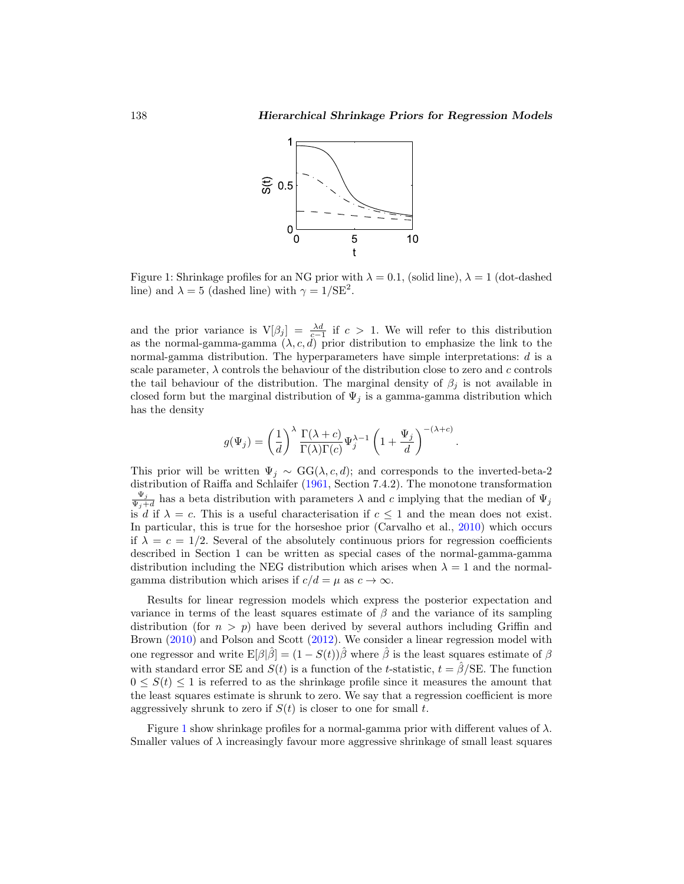Figure 1: Shrinkage profiles for an NG prior with $\lambda = 0.1$, (solid line), $\lambda = 1$ (dot-dashed line) and $\lambda = 5$ (dashed line) with $\gamma = 1/\text{SE}^2$.

and the prior variance is $\text{V}[\beta_j] = \frac{\lambda d}{c-1}$ if $c > 1$. We will refer to this distribution as the normal-gamma-gamma $(\lambda, c, d)$ prior distribution to emphasize the link to the normal-gamma distribution. The hyperparameters have simple interpretations: $d$ is a scale parameter, $\lambda$ controls the behaviour of the distribution close to zero and $c$ controls the tail behaviour of the distribution. The marginal density of $\beta_j$ is not available in closed form but the marginal distribution of $\Psi_j$ is a gamma-gamma distribution which has the density

$$g(\Psi_j) = \left(\frac{1}{d}\right)^{\lambda} \frac{\Gamma(\lambda + c)}{\Gamma(\lambda)\Gamma(c)} \Psi_j^{\lambda-1} \left(1 + \frac{\Psi_j}{d}\right)^{-(\lambda+c)}.$$

This prior will be written $\Psi_j \sim \text{GG}(\lambda, c, d)$; and corresponds to the inverted-beta-2 distribution of Raiffa and Schlaifer (1961, Section 7.4.2). The monotone transformation $\frac{\Psi_j}{\Psi_j + d}$ has a beta distribution with parameters $\lambda$ and $c$ implying that the median of $\Psi_j$ is $d$ if $\lambda = c$. This is a useful characterisation if $c \leq 1$ and the mean does not exist. In particular, this is true for the horseshoe prior (Carvalho et al., 2010) which occurs if $\lambda = c = 1/2$. Several of the absolutely continuous priors for regression coefficients described in Section 1 can be written as special cases of the normal-gamma-gamma distribution including the NEG distribution which arises when $\lambda = 1$ and the normal-gamma distribution which arises if $c/d = \mu$ as $c \to \infty$.

Results for linear regression models which express the posterior expectation and variance in terms of the least squares estimate of $\beta$ and the variance of its sampling distribution (for $n > p$) have been derived by several authors including Griffin and Brown (2010) and Polson and Scott (2012). We consider a linear regression model with one regressor and write $\text{E}[\beta|\hat{\beta}] = (1 - S(t))\hat{\beta}$ where $\hat{\beta}$ is the least squares estimate of $\beta$ with standard error SE and $S(t)$ is a function of the $t$-statistic, $t = \hat{\beta}/\text{SE}$. The function $0 \leq S(t) \leq 1$ is referred to as the shrinkage profile since it measures the amount that the least squares estimate is shrunk to zero. We say that a regression coefficient is more aggressively shrunk to zero if $S(t)$ is closer to one for small $t$.

Figure 1 show shrinkage profiles for a normal-gamma prior with different values of $\lambda$. Smaller values of $\lambda$ increasingly favour more aggressive shrinkage of small least squares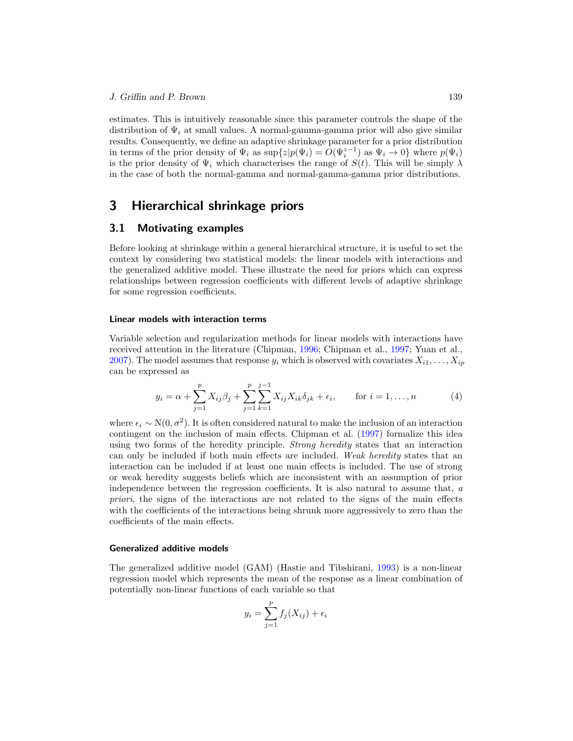estimates. This is intuitively reasonable since this parameter controls the shape of the distribution of $\Psi_i$ at small values. A normal-gamma-gamma prior will also give similar results. Consequently, we define an adaptive shrinkage parameter for a prior distribution in terms of the prior density of $\Psi_i$ as $\sup\{z|p(\Psi_i) = O(\Psi_i^{z-1}) \text{ as } \Psi_i \to 0\}$ where $p(\Psi_i)$ is the prior density of $\Psi_i$ which characterises the range of $S(t)$. This will be simply $\lambda$ in the case of both the normal-gamma and normal-gamma-gamma prior distributions.

# 3 Hierarchical shrinkage priors

## 3.1 Motivating examples

Before looking at shrinkage within a general hierarchical structure, it is useful to set the context by considering two statistical models: the linear models with interactions and the generalized additive model. These illustrate the need for priors which can express relationships between regression coefficients with different levels of adaptive shrinkage for some regression coefficients.

#### Linear models with interaction terms

Variable selection and regularization methods for linear models with interactions have received attention in the literature (Chipman, 1996; Chipman et al., 1997; Yuan et al., 2007). The model assumes that response $y_i$ which is observed with covariates $X_{i1}, \ldots, X_{ip}$ can be expressed as

$$y_i = \alpha + \sum_{j=1}^{p} X_{ij}\beta_j + \sum_{j=1}^{p}\sum_{k=1}^{j-1} X_{ij}X_{ik}\delta_{jk} + \epsilon_i, \qquad \text{for } i = 1, \ldots, n \tag{4}$$

where $\epsilon_i \sim \mathrm{N}(0, \sigma^2)$. It is often considered natural to make the inclusion of an interaction contingent on the inclusion of main effects. Chipman et al. (1997) formalize this idea using two forms of the heredity principle. *Strong heredity* states that an interaction can only be included if both main effects are included. *Weak heredity* states that an interaction can be included if at least one main effects is included. The use of strong or weak heredity suggests beliefs which are inconsistent with an assumption of prior independence between the regression coefficients. It is also natural to assume that, *a priori*, the signs of the interactions are not related to the signs of the main effects with the coefficients of the interactions being shrunk more aggressively to zero than the coefficients of the main effects.

#### Generalized additive models

The generalized additive model (GAM) (Hastie and Tibshirani, 1993) is a non-linear regression model which represents the mean of the response as a linear combination of potentially non-linear functions of each variable so that

$$y_i = \sum_{j=1}^{p} f_j(X_{ij}) + \epsilon_i$$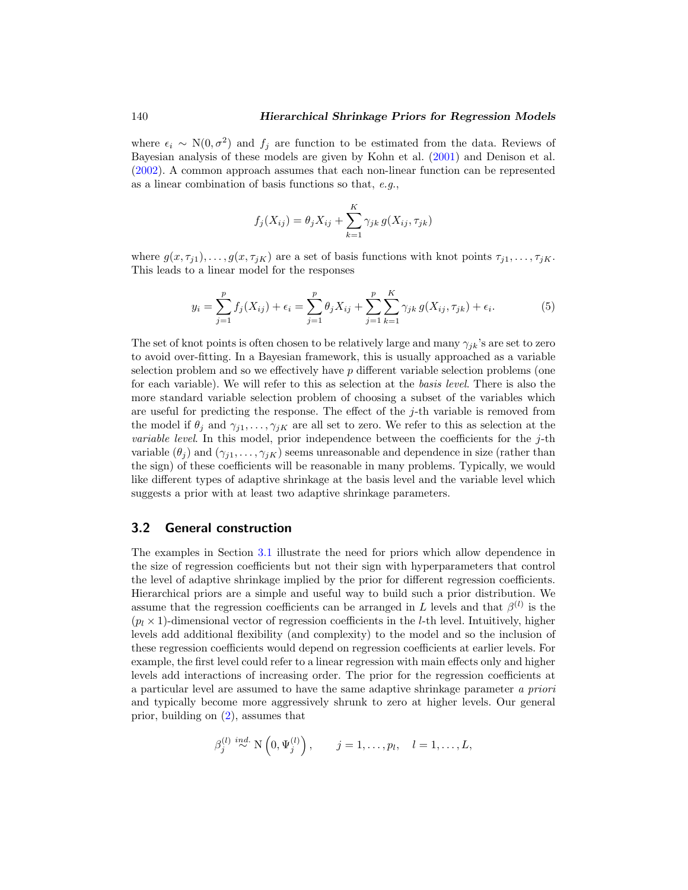where $\epsilon_i \sim \mathrm{N}(0, \sigma^2)$ and $f_j$ are function to be estimated from the data. Reviews of Bayesian analysis of these models are given by Kohn et al. (2001) and Denison et al. (2002). A common approach assumes that each non-linear function can be represented as a linear combination of basis functions so that, *e.g.*,

$$f_j(X_{ij}) = \theta_j X_{ij} + \sum_{k=1}^{K} \gamma_{jk}\, g(X_{ij}, \tau_{jk})$$

where $g(x, \tau_{j1}), \ldots, g(x, \tau_{jK})$ are a set of basis functions with knot points $\tau_{j1}, \ldots, \tau_{jK}$. This leads to a linear model for the responses

$$y_i = \sum_{j=1}^{p} f_j(X_{ij}) + \epsilon_i = \sum_{j=1}^{p} \theta_j X_{ij} + \sum_{j=1}^{p}\sum_{k=1}^{K} \gamma_{jk}\, g(X_{ij}, \tau_{jk}) + \epsilon_i. \tag{5}$$

The set of knot points is often chosen to be relatively large and many $\gamma_{jk}$'s are set to zero to avoid over-fitting. In a Bayesian framework, this is usually approached as a variable selection problem and so we effectively have $p$ different variable selection problems (one for each variable). We will refer to this as selection at the *basis level*. There is also the more standard variable selection problem of choosing a subset of the variables which are useful for predicting the response. The effect of the $j$-th variable is removed from the model if $\theta_j$ and $\gamma_{j1}, \ldots, \gamma_{jK}$ are all set to zero. We refer to this as selection at the *variable level*. In this model, prior independence between the coefficients for the $j$-th variable ($\theta_j$) and $(\gamma_{j1}, \ldots, \gamma_{jK})$ seems unreasonable and dependence in size (rather than the sign) of these coefficients will be reasonable in many problems. Typically, we would like different types of adaptive shrinkage at the basis level and the variable level which suggests a prior with at least two adaptive shrinkage parameters.

## 3.2 General construction

The examples in Section 3.1 illustrate the need for priors which allow dependence in the size of regression coefficients but not their sign with hyperparameters that control the level of adaptive shrinkage implied by the prior for different regression coefficients. Hierarchical priors are a simple and useful way to build such a prior distribution. We assume that the regression coefficients can be arranged in $L$ levels and that $\beta^{(l)}$ is the $(p_l \times 1)$-dimensional vector of regression coefficients in the $l$-th level. Intuitively, higher levels add additional flexibility (and complexity) to the model and so the inclusion of these regression coefficients would depend on regression coefficients at earlier levels. For example, the first level could refer to a linear regression with main effects only and higher levels add interactions of increasing order. The prior for the regression coefficients at a particular level are assumed to have the same adaptive shrinkage parameter *a priori* and typically become more aggressively shrunk to zero at higher levels. Our general prior, building on (2), assumes that

$$\beta_j^{(l)} \overset{ind.}{\sim} \mathrm{N}\left(0, \Psi_j^{(l)}\right), \qquad j = 1, \ldots, p_l, \quad l = 1, \ldots, L,$$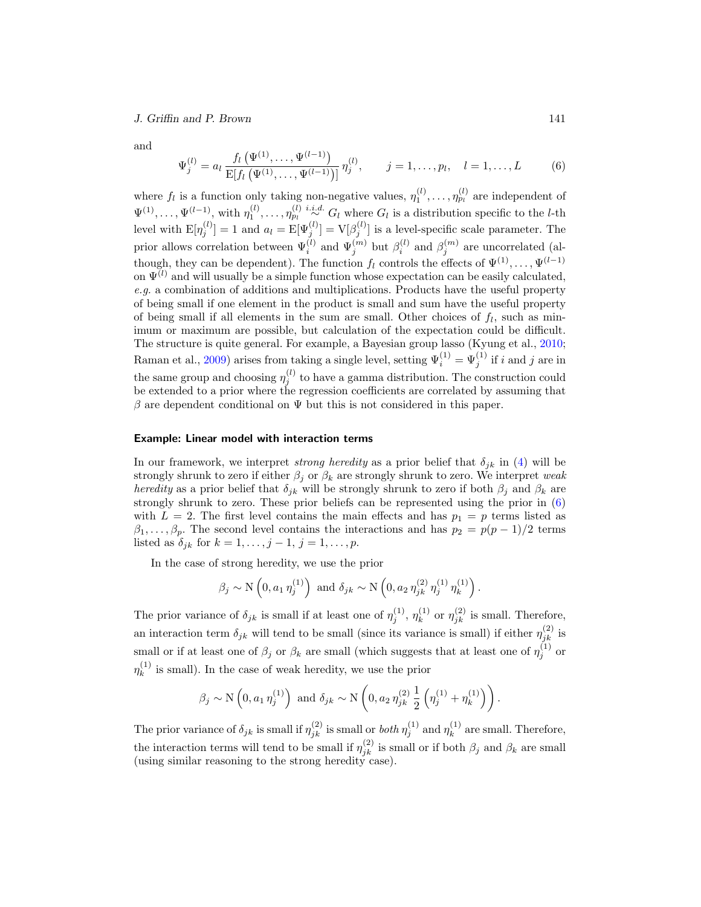and

$$\Psi_j^{(l)} = a_l \, \frac{f_l\left(\Psi^{(1)}, \ldots, \Psi^{(l-1)}\right)}{\mathrm{E}[f_l\left(\Psi^{(1)}, \ldots, \Psi^{(l-1)}\right)]} \, \eta_j^{(l)}, \qquad j = 1, \ldots, p_l, \quad l = 1, \ldots, L \tag{6}$$

where $f_l$ is a function only taking non-negative values, $\eta_1^{(l)}, \ldots, \eta_{p_l}^{(l)}$ are independent of $\Psi^{(1)}, \ldots, \Psi^{(l-1)}$, with $\eta_1^{(l)}, \ldots, \eta_{p_l}^{(l)} \overset{i.i.d.}{\sim} G_l$ where $G_l$ is a distribution specific to the $l$-th level with $\mathrm{E}[\eta_j^{(l)}] = 1$ and $a_l = \mathrm{E}[\Psi_j^{(l)}] = \mathrm{V}[\beta_j^{(l)}]$ is a level-specific scale parameter. The prior allows correlation between $\Psi_i^{(l)}$ and $\Psi_j^{(m)}$ but $\beta_i^{(l)}$ and $\beta_j^{(m)}$ are uncorrelated (although, they can be dependent). The function $f_l$ controls the effects of $\Psi^{(1)}, \ldots, \Psi^{(l-1)}$ on $\Psi^{(l)}$ and will usually be a simple function whose expectation can be easily calculated, *e.g.* a combination of additions and multiplications. Products have the useful property of being small if one element in the product is small and sum have the useful property of being small if all elements in the sum are small. Other choices of $f_l$, such as minimum or maximum are possible, but calculation of the expectation could be difficult. The structure is quite general. For example, a Bayesian group lasso (Kyung et al., 2010; Raman et al., 2009) arises from taking a single level, setting $\Psi_i^{(1)} = \Psi_j^{(1)}$ if $i$ and $j$ are in the same group and choosing $\eta_j^{(l)}$ to have a gamma distribution. The construction could be extended to a prior where the regression coefficients are correlated by assuming that $\beta$ are dependent conditional on $\Psi$ but this is not considered in this paper.

#### Example: Linear model with interaction terms

In our framework, we interpret *strong heredity* as a prior belief that $\delta_{jk}$ in (4) will be strongly shrunk to zero if either $\beta_j$ or $\beta_k$ are strongly shrunk to zero. We interpret *weak heredity* as a prior belief that $\delta_{jk}$ will be strongly shrunk to zero if both $\beta_j$ and $\beta_k$ are strongly shrunk to zero. These prior beliefs can be represented using the prior in (6) with $L = 2$. The first level contains the main effects and has $p_1 = p$ terms listed as $\beta_1, \ldots, \beta_p$. The second level contains the interactions and has $p_2 = p(p-1)/2$ terms listed as $\delta_{jk}$ for $k = 1, \ldots, j-1$, $j = 1, \ldots, p$.

In the case of strong heredity, we use the prior

$$\beta_j \sim \mathrm{N}\left(0, a_1 \, \eta_j^{(1)}\right) \text{ and } \delta_{jk} \sim \mathrm{N}\left(0, a_2 \, \eta_{jk}^{(2)} \, \eta_j^{(1)} \, \eta_k^{(1)}\right).$$

The prior variance of $\delta_{jk}$ is small if at least one of $\eta_j^{(1)}$, $\eta_k^{(1)}$ or $\eta_{jk}^{(2)}$ is small. Therefore, an interaction term $\delta_{jk}$ will tend to be small (since its variance is small) if either $\eta_{jk}^{(2)}$ is small or if at least one of $\beta_j$ or $\beta_k$ are small (which suggests that at least one of $\eta_j^{(1)}$ or $\eta_k^{(1)}$ is small). In the case of weak heredity, we use the prior

$$\beta_j \sim \mathrm{N}\left(0, a_1 \, \eta_j^{(1)}\right) \text{ and } \delta_{jk} \sim \mathrm{N}\left(0, a_2 \, \eta_{jk}^{(2)} \, \frac{1}{2}\left(\eta_j^{(1)} + \eta_k^{(1)}\right)\right).$$

The prior variance of $\delta_{jk}$ is small if $\eta_{jk}^{(2)}$ is small or *both* $\eta_j^{(1)}$ and $\eta_k^{(1)}$ are small. Therefore, the interaction terms will tend to be small if $\eta_{jk}^{(2)}$ is small or if both $\beta_j$ and $\beta_k$ are small (using similar reasoning to the strong heredity case).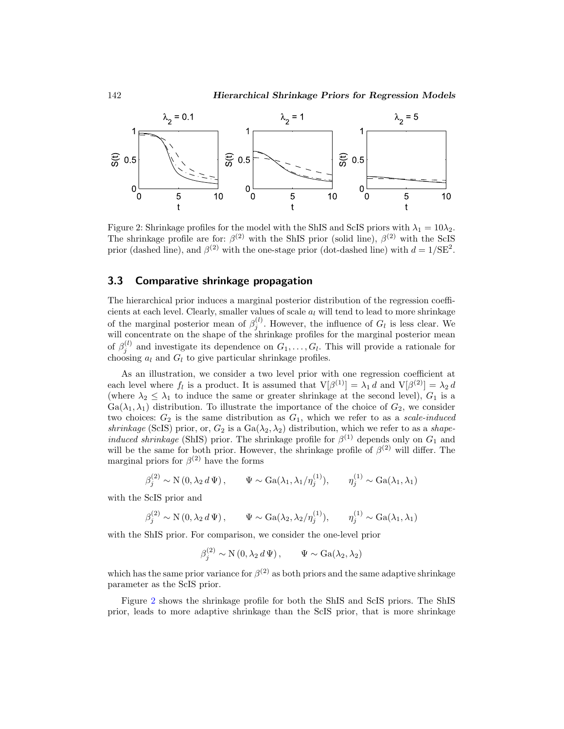Figure 2: Shrinkage profiles for the model with the ShIS and ScIS priors with $\lambda_1 = 10\lambda_2$. The shrinkage profile are for: $\beta^{(2)}$ with the ShIS prior (solid line), $\beta^{(2)}$ with the ScIS prior (dashed line), and $\beta^{(2)}$ with the one-stage prior (dot-dashed line) with $d = 1/\mathrm{SE}^2$.

### 3.3 Comparative shrinkage propagation

The hierarchical prior induces a marginal posterior distribution of the regression coefficients at each level. Clearly, smaller values of scale $a_l$ will tend to lead to more shrinkage of the marginal posterior mean of $\beta_j^{(l)}$. However, the influence of $G_l$ is less clear. We will concentrate on the shape of the shrinkage profiles for the marginal posterior mean of $\beta_j^{(l)}$ and investigate its dependence on $G_1, \ldots, G_l$. This will provide a rationale for choosing $a_l$ and $G_l$ to give particular shrinkage profiles.

As an illustration, we consider a two level prior with one regression coefficient at each level where $f_l$ is a product. It is assumed that $\mathrm{V}[\beta^{(1)}] = \lambda_1\, d$ and $\mathrm{V}[\beta^{(2)}] = \lambda_2\, d$ (where $\lambda_2 \leq \lambda_1$ to induce the same or greater shrinkage at the second level), $G_1$ is a $\mathrm{Ga}(\lambda_1, \lambda_1)$ distribution. To illustrate the importance of the choice of $G_2$, we consider two choices: $G_2$ is the same distribution as $G_1$, which we refer to as a *scale-induced shrinkage* (ScIS) prior, or, $G_2$ is a $\mathrm{Ga}(\lambda_2, \lambda_2)$ distribution, which we refer to as a *shape-induced shrinkage* (ShIS) prior. The shrinkage profile for $\beta^{(1)}$ depends only on $G_1$ and will be the same for both prior. However, the shrinkage profile of $\beta^{(2)}$ will differ. The marginal priors for $\beta^{(2)}$ have the forms

$$\beta_j^{(2)} \sim \mathrm{N}\left(0, \lambda_2\, d\, \Psi\right), \qquad \Psi \sim \mathrm{Ga}(\lambda_1, \lambda_1/\eta_j^{(1)}), \qquad \eta_j^{(1)} \sim \mathrm{Ga}(\lambda_1, \lambda_1)$$

with the ScIS prior and

$$\beta_j^{(2)} \sim \mathrm{N}\left(0, \lambda_2\, d\, \Psi\right), \qquad \Psi \sim \mathrm{Ga}(\lambda_2, \lambda_2/\eta_j^{(1)}), \qquad \eta_j^{(1)} \sim \mathrm{Ga}(\lambda_1, \lambda_1)$$

with the ShIS prior. For comparison, we consider the one-level prior

$$\beta_j^{(2)} \sim \mathrm{N}\left(0, \lambda_2\, d\, \Psi\right), \qquad \Psi \sim \mathrm{Ga}(\lambda_2, \lambda_2)$$

which has the same prior variance for $\beta^{(2)}$ as both priors and the same adaptive shrinkage parameter as the ScIS prior.

Figure 2 shows the shrinkage profile for both the ShIS and ScIS priors. The ShIS prior, leads to more adaptive shrinkage than the ScIS prior, that is more shrinkage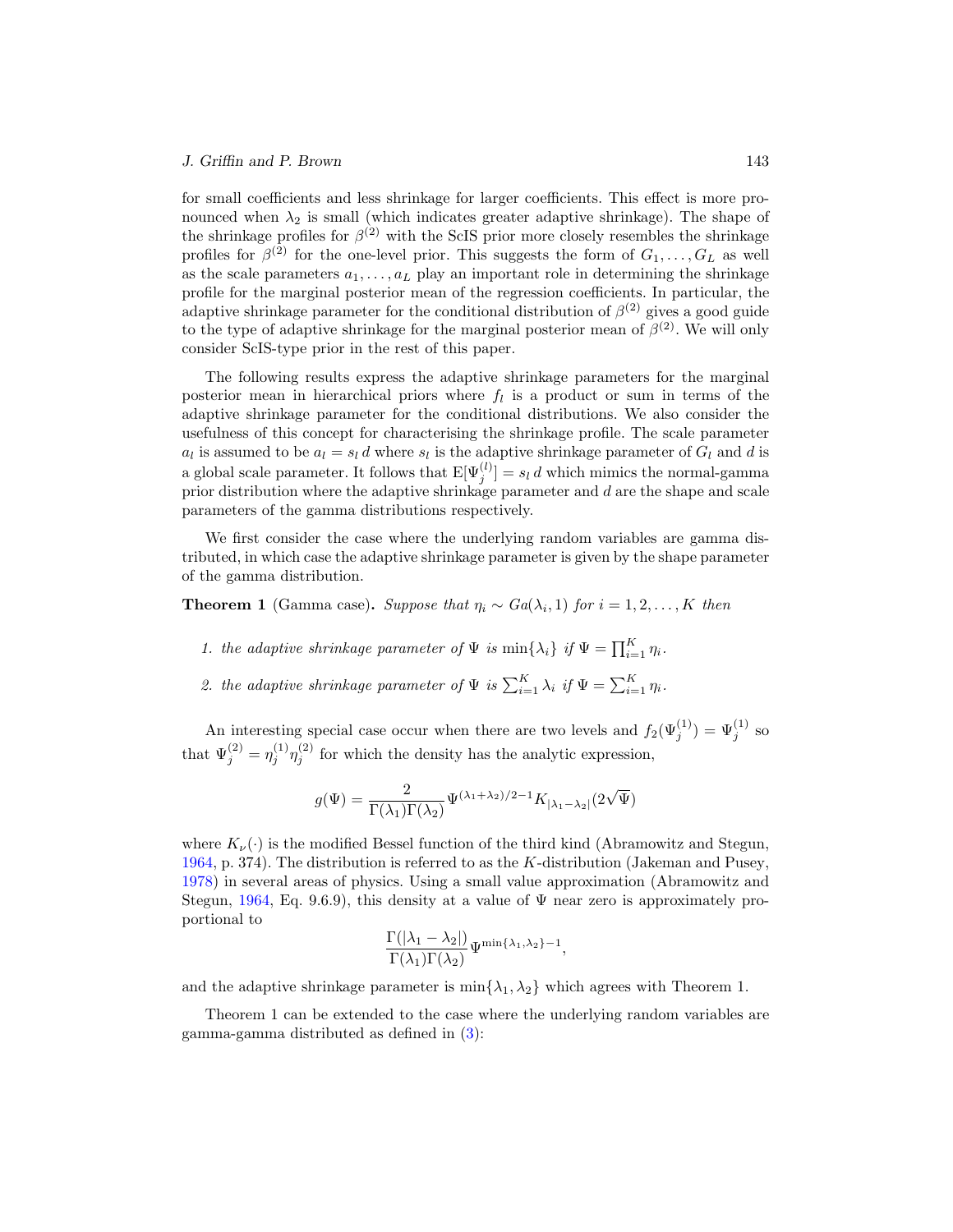for small coefficients and less shrinkage for larger coefficients. This effect is more pronounced when $\lambda_2$ is small (which indicates greater adaptive shrinkage). The shape of the shrinkage profiles for $\beta^{(2)}$ with the ScIS prior more closely resembles the shrinkage profiles for $\beta^{(2)}$ for the one-level prior. This suggests the form of $G_1, \ldots, G_L$ as well as the scale parameters $a_1, \ldots, a_L$ play an important role in determining the shrinkage profile for the marginal posterior mean of the regression coefficients. In particular, the adaptive shrinkage parameter for the conditional distribution of $\beta^{(2)}$ gives a good guide to the type of adaptive shrinkage for the marginal posterior mean of $\beta^{(2)}$. We will only consider ScIS-type prior in the rest of this paper.

The following results express the adaptive shrinkage parameters for the marginal posterior mean in hierarchical priors where $f_l$ is a product or sum in terms of the adaptive shrinkage parameter for the conditional distributions. We also consider the usefulness of this concept for characterising the shrinkage profile. The scale parameter $a_l$ is assumed to be $a_l = s_l\, d$ where $s_l$ is the adaptive shrinkage parameter of $G_l$ and $d$ is a global scale parameter. It follows that $\mathrm{E}[\Psi_j^{(l)}] = s_l\, d$ which mimics the normal-gamma prior distribution where the adaptive shrinkage parameter and $d$ are the shape and scale parameters of the gamma distributions respectively.

We first consider the case where the underlying random variables are gamma distributed, in which case the adaptive shrinkage parameter is given by the shape parameter of the gamma distribution.

**Theorem 1** (Gamma case)**.** *Suppose that $\eta_i \sim Ga(\lambda_i, 1)$ for $i = 1, 2, \ldots, K$ then*

1. *the adaptive shrinkage parameter of $\Psi$ is $\min\{\lambda_i\}$ if $\Psi = \prod_{i=1}^{K} \eta_i$.*
2. *the adaptive shrinkage parameter of $\Psi$ is $\sum_{i=1}^{K} \lambda_i$ if $\Psi = \sum_{i=1}^{K} \eta_i$.*

An interesting special case occur when there are two levels and $f_2(\Psi_j^{(1)}) = \Psi_j^{(1)}$ so that $\Psi_j^{(2)} = \eta_j^{(1)} \eta_j^{(2)}$ for which the density has the analytic expression,

$$g(\Psi) = \frac{2}{\Gamma(\lambda_1)\Gamma(\lambda_2)} \Psi^{(\lambda_1+\lambda_2)/2-1} K_{|\lambda_1-\lambda_2|}(2\sqrt{\Psi})$$

where $K_\nu(\cdot)$ is the modified Bessel function of the third kind (Abramowitz and Stegun, 1964, p. 374). The distribution is referred to as the $K$-distribution (Jakeman and Pusey, 1978) in several areas of physics. Using a small value approximation (Abramowitz and Stegun, 1964, Eq. 9.6.9), this density at a value of $\Psi$ near zero is approximately proportional to

$$\frac{\Gamma(|\lambda_1 - \lambda_2|)}{\Gamma(\lambda_1)\Gamma(\lambda_2)} \Psi^{\min\{\lambda_1,\lambda_2\}-1},$$

and the adaptive shrinkage parameter is $\min\{\lambda_1, \lambda_2\}$ which agrees with Theorem 1.

Theorem 1 can be extended to the case where the underlying random variables are gamma-gamma distributed as defined in (3):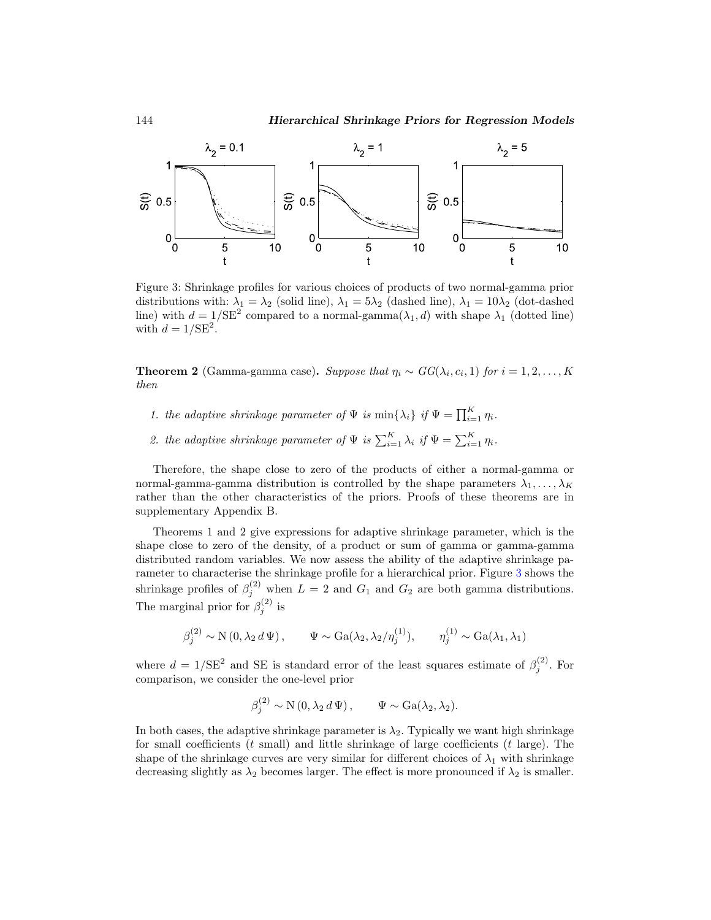Figure 3: Shrinkage profiles for various choices of products of two normal-gamma prior distributions with: $\lambda_1 = \lambda_2$ (solid line), $\lambda_1 = 5\lambda_2$ (dashed line), $\lambda_1 = 10\lambda_2$ (dot-dashed line) with $d = 1/\mathrm{SE}^2$ compared to a normal-gamma$(\lambda_1, d)$ with shape $\lambda_1$ (dotted line) with $d = 1/\mathrm{SE}^2$.

**Theorem 2** (Gamma-gamma case)**.** *Suppose that $\eta_i \sim GG(\lambda_i, c_i, 1)$ for $i = 1, 2, \ldots, K$ then*

1. *the adaptive shrinkage parameter of $\Psi$ is $\min\{\lambda_i\}$ if $\Psi = \prod_{i=1}^{K} \eta_i$.*
2. *the adaptive shrinkage parameter of $\Psi$ is $\sum_{i=1}^{K} \lambda_i$ if $\Psi = \sum_{i=1}^{K} \eta_i$.*

Therefore, the shape close to zero of the products of either a normal-gamma or normal-gamma-gamma distribution is controlled by the shape parameters $\lambda_1, \ldots, \lambda_K$ rather than the other characteristics of the priors. Proofs of these theorems are in supplementary Appendix B.

Theorems 1 and 2 give expressions for adaptive shrinkage parameter, which is the shape close to zero of the density, of a product or sum of gamma or gamma-gamma distributed random variables. We now assess the ability of the adaptive shrinkage parameter to characterise the shrinkage profile for a hierarchical prior. Figure 3 shows the shrinkage profiles of $\beta_j^{(2)}$ when $L = 2$ and $G_1$ and $G_2$ are both gamma distributions. The marginal prior for $\beta_j^{(2)}$ is

$$\beta_j^{(2)} \sim \mathrm{N}\left(0, \lambda_2\, d\, \Psi\right), \qquad \Psi \sim \mathrm{Ga}(\lambda_2, \lambda_2/\eta_j^{(1)}), \qquad \eta_j^{(1)} \sim \mathrm{Ga}(\lambda_1, \lambda_1)$$

where $d = 1/\mathrm{SE}^2$ and SE is standard error of the least squares estimate of $\beta_j^{(2)}$. For comparison, we consider the one-level prior

$$\beta_j^{(2)} \sim \mathrm{N}\left(0, \lambda_2\, d\, \Psi\right), \qquad \Psi \sim \mathrm{Ga}(\lambda_2, \lambda_2).$$

In both cases, the adaptive shrinkage parameter is $\lambda_2$. Typically we want high shrinkage for small coefficients ($t$ small) and little shrinkage of large coefficients ($t$ large). The shape of the shrinkage curves are very similar for different choices of $\lambda_1$ with shrinkage decreasing slightly as $\lambda_2$ becomes larger. The effect is more pronounced if $\lambda_2$ is smaller.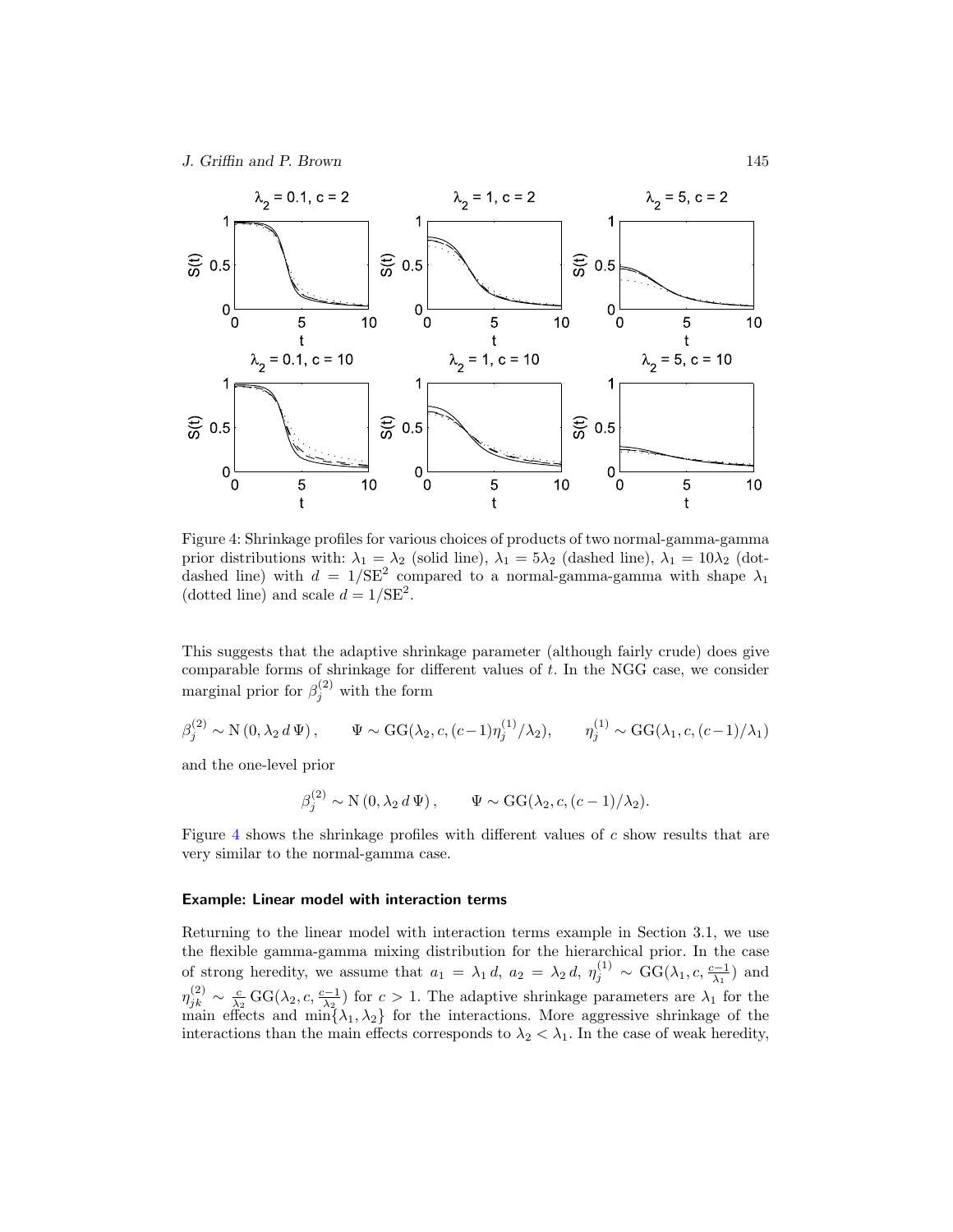Figure 4: Shrinkage profiles for various choices of products of two normal-gamma-gamma prior distributions with: $\lambda_1 = \lambda_2$ (solid line), $\lambda_1 = 5\lambda_2$ (dashed line), $\lambda_1 = 10\lambda_2$ (dot-dashed line) with $d = 1/\mathrm{SE}^2$ compared to a normal-gamma-gamma with shape $\lambda_1$ (dotted line) and scale $d = 1/\mathrm{SE}^2$.

This suggests that the adaptive shrinkage parameter (although fairly crude) does give comparable forms of shrinkage for different values of $t$. In the NGG case, we consider marginal prior for $\beta_j^{(2)}$ with the form

$$\beta_j^{(2)} \sim \mathrm{N}\left(0, \lambda_2\, d\, \Psi\right), \qquad \Psi \sim \mathrm{GG}(\lambda_2, c, (c-1)\eta_j^{(1)}/\lambda_2), \qquad \eta_j^{(1)} \sim \mathrm{GG}(\lambda_1, c, (c-1)/\lambda_1)$$

and the one-level prior

$$\beta_j^{(2)} \sim \mathrm{N}\left(0, \lambda_2\, d\, \Psi\right), \qquad \Psi \sim \mathrm{GG}(\lambda_2, c, (c-1)/\lambda_2).$$

Figure 4 shows the shrinkage profiles with different values of $c$ show results that are very similar to the normal-gamma case.

#### Example: Linear model with interaction terms

Returning to the linear model with interaction terms example in Section 3.1, we use the flexible gamma-gamma mixing distribution for the hierarchical prior. In the case of strong heredity, we assume that $a_1 = \lambda_1\, d$, $a_2 = \lambda_2\, d$, $\eta_j^{(1)} \sim \mathrm{GG}(\lambda_1, c, \frac{c-1}{\lambda_1})$ and $\eta_{jk}^{(2)} \sim \frac{c}{\lambda_2}\, \mathrm{GG}(\lambda_2, c, \frac{c-1}{\lambda_2})$ for $c > 1$. The adaptive shrinkage parameters are $\lambda_1$ for the main effects and $\min\{\lambda_1, \lambda_2\}$ for the interactions. More aggressive shrinkage of the interactions than the main effects corresponds to $\lambda_2 < \lambda_1$. In the case of weak heredity,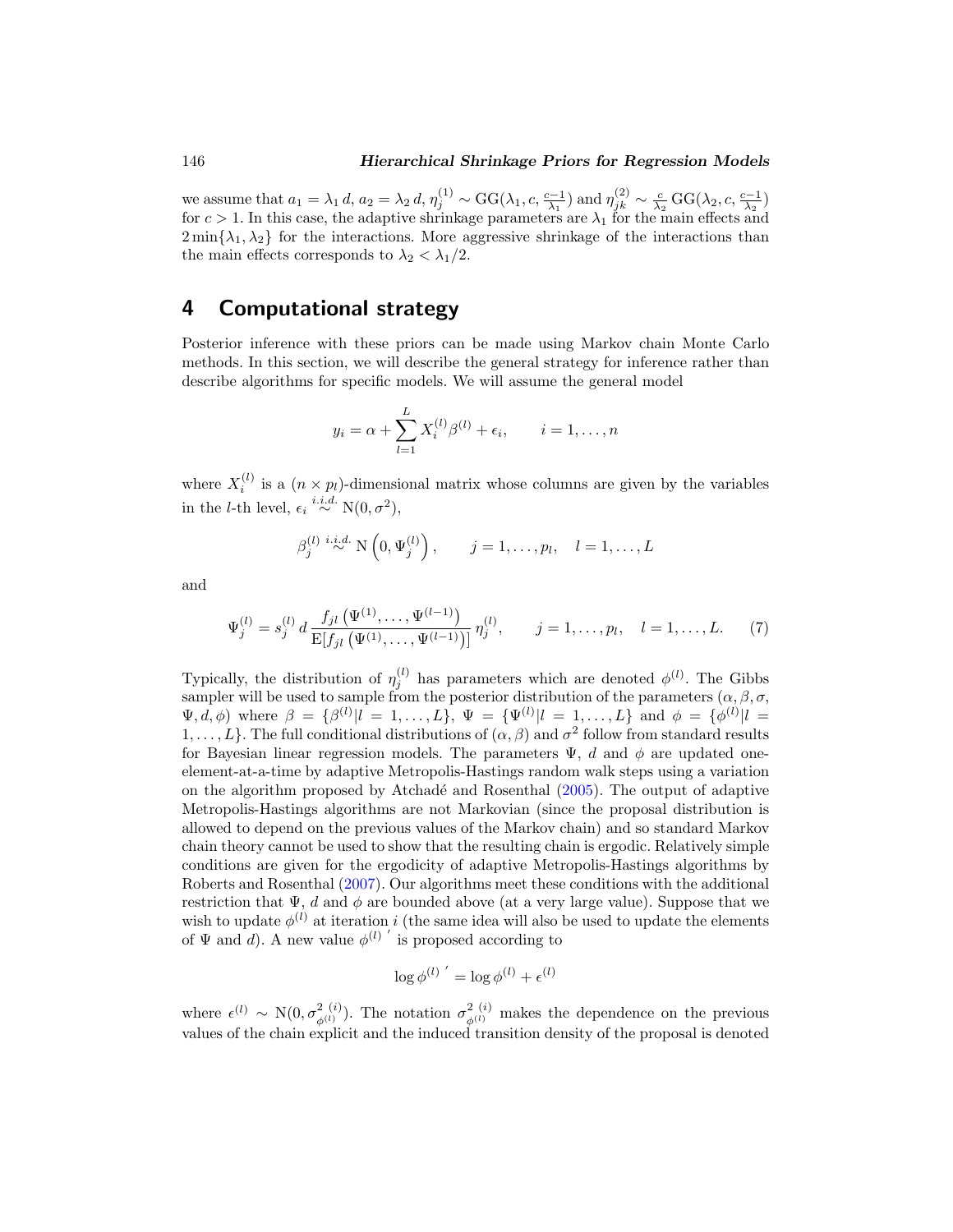we assume that $a_1 = \lambda_1 d$, $a_2 = \lambda_2 d$, $\eta_j^{(1)} \sim \text{GG}(\lambda_1, c, \frac{c-1}{\lambda_1})$ and $\eta_{jk}^{(2)} \sim \frac{c}{\lambda_2}\,\text{GG}(\lambda_2, c, \frac{c-1}{\lambda_2})$ for $c > 1$. In this case, the adaptive shrinkage parameters are $\lambda_1$ for the main effects and $2\min\{\lambda_1, \lambda_2\}$ for the interactions. More aggressive shrinkage of the interactions than the main effects corresponds to $\lambda_2 < \lambda_1/2$.

## 4 Computational strategy

Posterior inference with these priors can be made using Markov chain Monte Carlo methods. In this section, we will describe the general strategy for inference rather than describe algorithms for specific models. We will assume the general model

$$y_i = \alpha + \sum_{l=1}^{L} X_i^{(l)} \beta^{(l)} + \epsilon_i, \qquad i = 1, \ldots, n$$

where $X_i^{(l)}$ is a $(n \times p_l)$-dimensional matrix whose columns are given by the variables in the $l$-th level, $\epsilon_i \overset{i.i.d.}{\sim} \text{N}(0, \sigma^2)$,

$$\beta_j^{(l)} \overset{i.i.d.}{\sim} \text{N}\left(0, \Psi_j^{(l)}\right), \qquad j = 1, \ldots, p_l, \quad l = 1, \ldots, L$$

and

$$\Psi_j^{(l)} = s_j^{(l)}\, d\, \frac{f_{jl}\left(\Psi^{(1)}, \ldots, \Psi^{(l-1)}\right)}{\text{E}[f_{jl}\left(\Psi^{(1)}, \ldots, \Psi^{(l-1)}\right)]}\, \eta_j^{(l)}, \qquad j = 1, \ldots, p_l, \quad l = 1, \ldots, L. \tag{7}$$

Typically, the distribution of $\eta_j^{(l)}$ has parameters which are denoted $\phi^{(l)}$. The Gibbs sampler will be used to sample from the posterior distribution of the parameters $(\alpha, \beta, \sigma, \Psi, d, \phi)$ where $\beta = \{\beta^{(l)} | l = 1, \ldots, L\}$, $\Psi = \{\Psi^{(l)} | l = 1, \ldots, L\}$ and $\phi = \{\phi^{(l)} | l = 1, \ldots, L\}$. The full conditional distributions of $(\alpha, \beta)$ and $\sigma^2$ follow from standard results for Bayesian linear regression models. The parameters $\Psi$, $d$ and $\phi$ are updated one-element-at-a-time by adaptive Metropolis-Hastings random walk steps using a variation on the algorithm proposed by Atchadé and Rosenthal (2005). The output of adaptive Metropolis-Hastings algorithms are not Markovian (since the proposal distribution is allowed to depend on the previous values of the Markov chain) and so standard Markov chain theory cannot be used to show that the resulting chain is ergodic. Relatively simple conditions are given for the ergodicity of adaptive Metropolis-Hastings algorithms by Roberts and Rosenthal (2007). Our algorithms meet these conditions with the additional restriction that $\Psi$, $d$ and $\phi$ are bounded above (at a very large value). Suppose that we wish to update $\phi^{(l)}$ at iteration $i$ (the same idea will also be used to update the elements of $\Psi$ and $d$). A new value $\phi^{(l)\,\prime}$ is proposed according to

$$\log \phi^{(l)\,\prime} = \log \phi^{(l)} + \epsilon^{(l)}$$

where $\epsilon^{(l)} \sim \text{N}(0, \sigma^{2\,(i)}_{\phi^{(l)}})$. The notation $\sigma^{2\,(i)}_{\phi^{(l)}}$ makes the dependence on the previous values of the chain explicit and the induced transition density of the proposal is denoted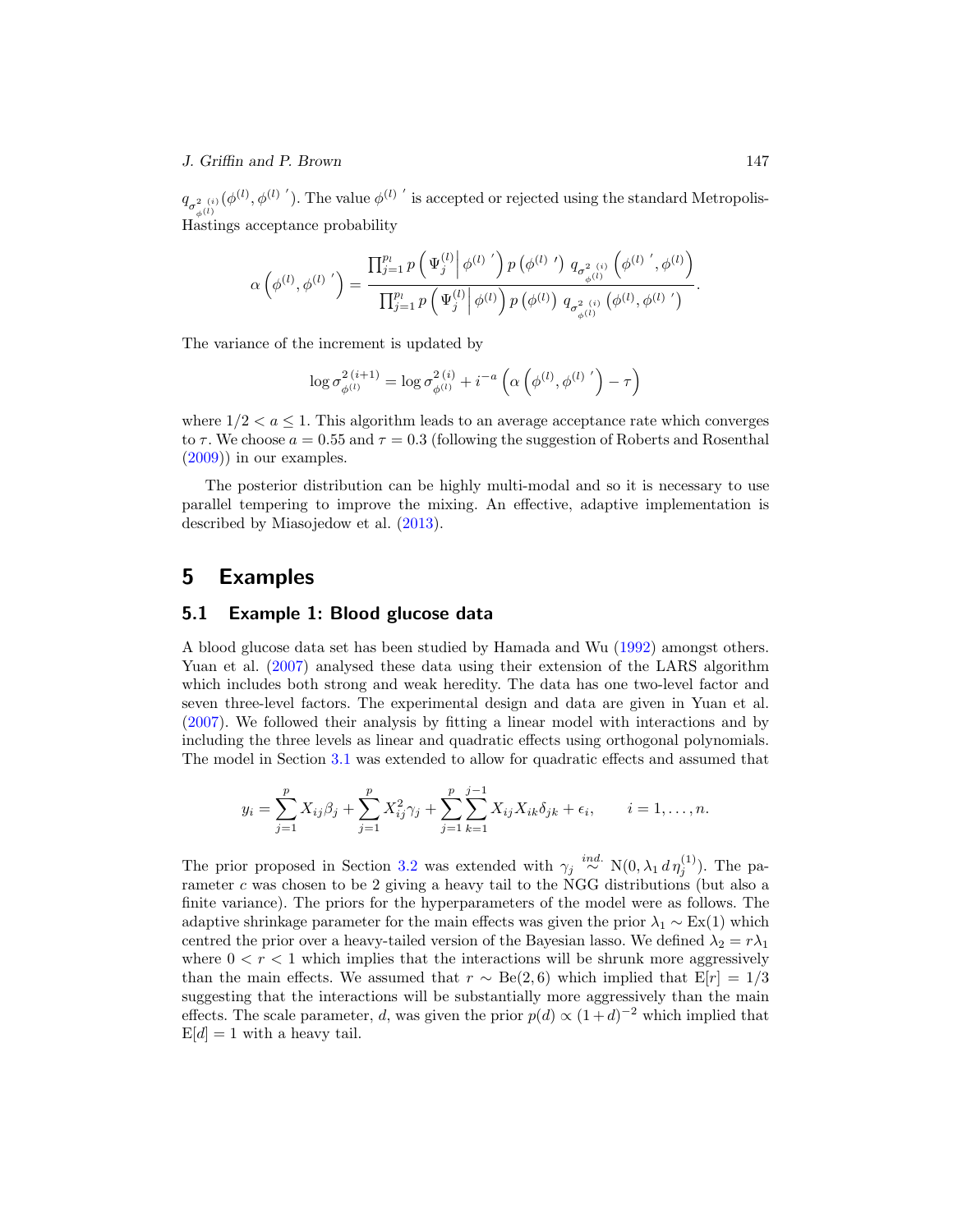$q_{\sigma^{2\,(i)}_{\phi^{(l)}}}(\phi^{(l)}, \phi^{(l)\,\prime})$. The value $\phi^{(l)\,\prime}$ is accepted or rejected using the standard Metropolis-Hastings acceptance probability

$$\alpha\left(\phi^{(l)}, \phi^{(l)\,\prime}\right) = \frac{\prod_{j=1}^{p_l} p\left(\Psi_j^{(l)} \middle| \phi^{(l)\,\prime}\right) p\left(\phi^{(l)\,\prime}\right)\, q_{\sigma^{2\,(i)}_{\phi^{(l)}}}\left(\phi^{(l)\,\prime}, \phi^{(l)}\right)}{\prod_{j=1}^{p_l} p\left(\Psi_j^{(l)} \middle| \phi^{(l)}\right) p\left(\phi^{(l)}\right)\, q_{\sigma^{2\,(i)}_{\phi^{(l)}}}\left(\phi^{(l)}, \phi^{(l)\,\prime}\right)}.$$

The variance of the increment is updated by

$$\log \sigma^{2\,(i+1)}_{\phi^{(l)}} = \log \sigma^{2\,(i)}_{\phi^{(l)}} + i^{-a}\left(\alpha\left(\phi^{(l)}, \phi^{(l)\,\prime}\right) - \tau\right)$$

where $1/2 < a \leq 1$. This algorithm leads to an average acceptance rate which converges to $\tau$. We choose $a = 0.55$ and $\tau = 0.3$ (following the suggestion of Roberts and Rosenthal (2009)) in our examples.

The posterior distribution can be highly multi-modal and so it is necessary to use parallel tempering to improve the mixing. An effective, adaptive implementation is described by Miasojedow et al. (2013).

# 5 Examples

## 5.1 Example 1: Blood glucose data

A blood glucose data set has been studied by Hamada and Wu (1992) amongst others. Yuan et al. (2007) analysed these data using their extension of the LARS algorithm which includes both strong and weak heredity. The data has one two-level factor and seven three-level factors. The experimental design and data are given in Yuan et al. (2007). We followed their analysis by fitting a linear model with interactions and by including the three levels as linear and quadratic effects using orthogonal polynomials. The model in Section 3.1 was extended to allow for quadratic effects and assumed that

$$y_i = \sum_{j=1}^{p} X_{ij}\beta_j + \sum_{j=1}^{p} X_{ij}^2 \gamma_j + \sum_{j=1}^{p}\sum_{k=1}^{j-1} X_{ij}X_{ik}\delta_{jk} + \epsilon_i, \qquad i = 1, \ldots, n.$$

The prior proposed in Section 3.2 was extended with $\gamma_j \stackrel{ind.}{\sim} \mathrm{N}(0, \lambda_1\, d\, \eta_j^{(1)})$. The parameter $c$ was chosen to be 2 giving a heavy tail to the NGG distributions (but also a finite variance). The priors for the hyperparameters of the model were as follows. The adaptive shrinkage parameter for the main effects was given the prior $\lambda_1 \sim \mathrm{Ex}(1)$ which centred the prior over a heavy-tailed version of the Bayesian lasso. We defined $\lambda_2 = r\lambda_1$ where $0 < r < 1$ which implies that the interactions will be shrunk more aggressively than the main effects. We assumed that $r \sim \mathrm{Be}(2, 6)$ which implied that $\mathrm{E}[r] = 1/3$ suggesting that the interactions will be substantially more aggressively than the main effects. The scale parameter, $d$, was given the prior $p(d) \propto (1 + d)^{-2}$ which implied that $\mathrm{E}[d] = 1$ with a heavy tail.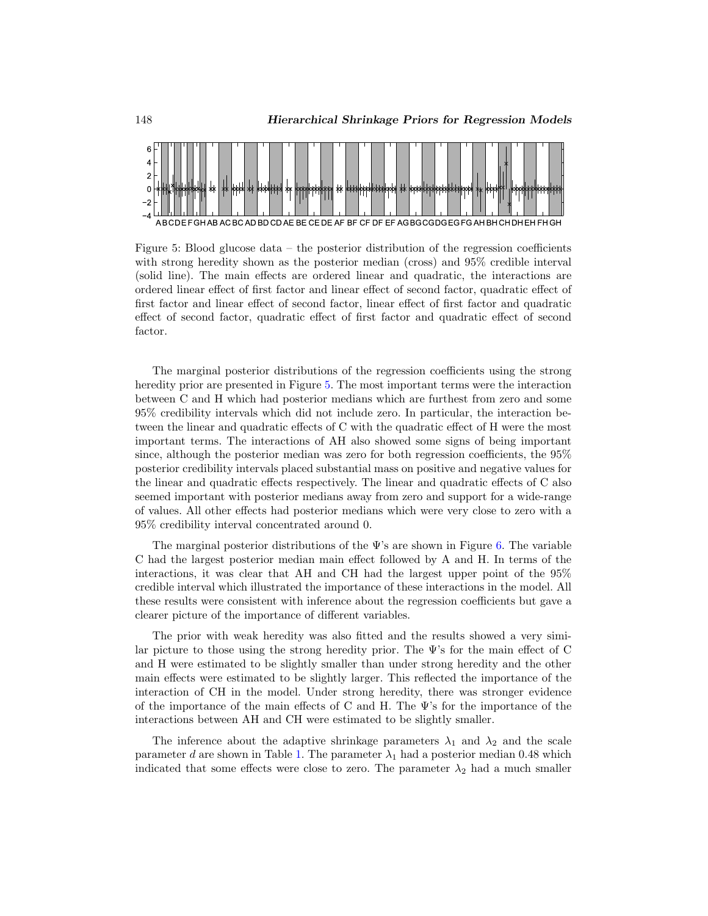Figure 5: Blood glucose data – the posterior distribution of the regression coefficients with strong heredity shown as the posterior median (cross) and 95% credible interval (solid line). The main effects are ordered linear and quadratic, the interactions are ordered linear effect of first factor and linear effect of second factor, quadratic effect of first factor and linear effect of second factor, linear effect of first factor and quadratic effect of second factor, quadratic effect of first factor and quadratic effect of second factor.

The marginal posterior distributions of the regression coefficients using the strong heredity prior are presented in Figure 5. The most important terms were the interaction between C and H which had posterior medians which are furthest from zero and some 95% credibility intervals which did not include zero. In particular, the interaction between the linear and quadratic effects of C with the quadratic effect of H were the most important terms. The interactions of AH also showed some signs of being important since, although the posterior median was zero for both regression coefficients, the 95% posterior credibility intervals placed substantial mass on positive and negative values for the linear and quadratic effects respectively. The linear and quadratic effects of C also seemed important with posterior medians away from zero and support for a wide-range of values. All other effects had posterior medians which were very close to zero with a 95% credibility interval concentrated around 0.

The marginal posterior distributions of the Ψ's are shown in Figure 6. The variable C had the largest posterior median main effect followed by A and H. In terms of the interactions, it was clear that AH and CH had the largest upper point of the 95% credible interval which illustrated the importance of these interactions in the model. All these results were consistent with inference about the regression coefficients but gave a clearer picture of the importance of different variables.

The prior with weak heredity was also fitted and the results showed a very similar picture to those using the strong heredity prior. The Ψ's for the main effect of C and H were estimated to be slightly smaller than under strong heredity and the other main effects were estimated to be slightly larger. This reflected the importance of the interaction of CH in the model. Under strong heredity, there was stronger evidence of the importance of the main effects of C and H. The Ψ's for the importance of the interactions between AH and CH were estimated to be slightly smaller.

The inference about the adaptive shrinkage parameters $\lambda_1$ and $\lambda_2$ and the scale parameter $d$ are shown in Table 1. The parameter $\lambda_1$ had a posterior median 0.48 which indicated that some effects were close to zero. The parameter $\lambda_2$ had a much smaller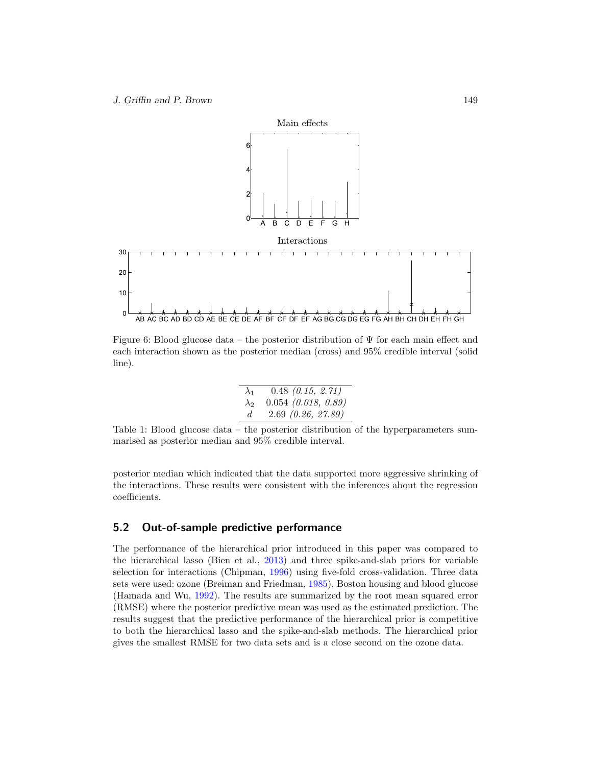Figure 6: Blood glucose data – the posterior distribution of $\Psi$ for each main effect and each interaction shown as the posterior median (cross) and 95% credible interval (solid line).

| | |
|---|---|
| $\lambda_1$ | 0.48 *(0.15, 2.71)* |
| $\lambda_2$ | 0.054 *(0.018, 0.89)* |
| $d$ | 2.69 *(0.26, 27.89)* |

Table 1: Blood glucose data – the posterior distribution of the hyperparameters summarised as posterior median and 95% credible interval.

posterior median which indicated that the data supported more aggressive shrinking of the interactions. These results were consistent with the inferences about the regression coefficients.

## 5.2 Out-of-sample predictive performance

The performance of the hierarchical prior introduced in this paper was compared to the hierarchical lasso (Bien et al., 2013) and three spike-and-slab priors for variable selection for interactions (Chipman, 1996) using five-fold cross-validation. Three data sets were used: ozone (Breiman and Friedman, 1985), Boston housing and blood glucose (Hamada and Wu, 1992). The results are summarized by the root mean squared error (RMSE) where the posterior predictive mean was used as the estimated prediction. The results suggest that the predictive performance of the hierarchical prior is competitive to both the hierarchical lasso and the spike-and-slab methods. The hierarchical prior gives the smallest RMSE for two data sets and is a close second on the ozone data.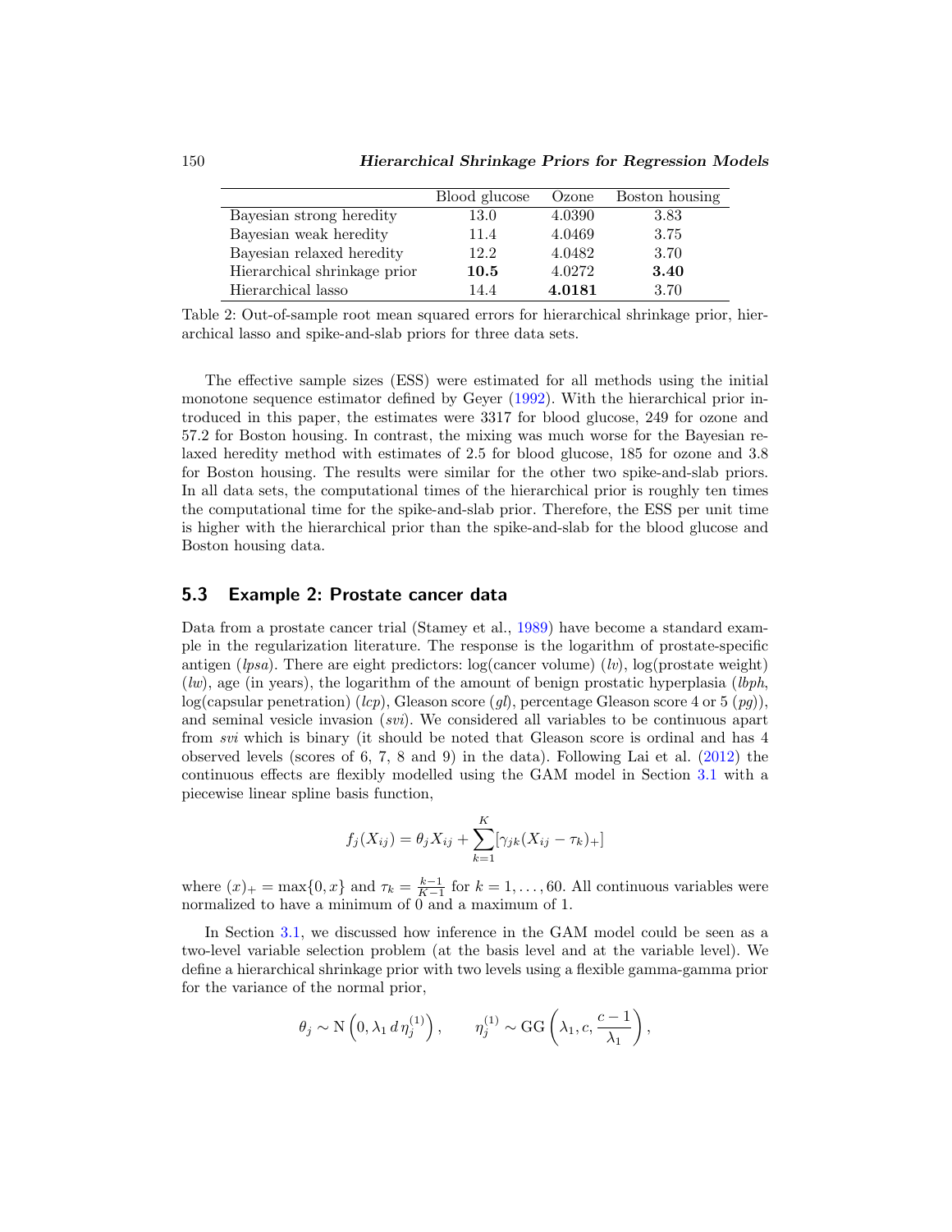|  | Blood glucose | Ozone | Boston housing |
| --- | --- | --- | --- |
| Bayesian strong heredity | 13.0 | 4.0390 | 3.83 |
| Bayesian weak heredity | 11.4 | 4.0469 | 3.75 |
| Bayesian relaxed heredity | 12.2 | 4.0482 | 3.70 |
| Hierarchical shrinkage prior | **10.5** | 4.0272 | **3.40** |
| Hierarchical lasso | 14.4 | **4.0181** | 3.70 |

Table 2: Out-of-sample root mean squared errors for hierarchical shrinkage prior, hierarchical lasso and spike-and-slab priors for three data sets.

The effective sample sizes (ESS) were estimated for all methods using the initial monotone sequence estimator defined by Geyer (1992). With the hierarchical prior introduced in this paper, the estimates were 3317 for blood glucose, 249 for ozone and 57.2 for Boston housing. In contrast, the mixing was much worse for the Bayesian relaxed heredity method with estimates of 2.5 for blood glucose, 185 for ozone and 3.8 for Boston housing. The results were similar for the other two spike-and-slab priors. In all data sets, the computational times of the hierarchical prior is roughly ten times the computational time for the spike-and-slab prior. Therefore, the ESS per unit time is higher with the hierarchical prior than the spike-and-slab for the blood glucose and Boston housing data.

### 5.3 Example 2: Prostate cancer data

Data from a prostate cancer trial (Stamey et al., 1989) have become a standard example in the regularization literature. The response is the logarithm of prostate-specific antigen (*lpsa*). There are eight predictors: log(cancer volume) (*lv*), log(prostate weight) (*lw*), age (in years), the logarithm of the amount of benign prostatic hyperplasia (*lbph*, log(capsular penetration) (*lcp*), Gleason score (*gl*), percentage Gleason score 4 or 5 (*pg*)), and seminal vesicle invasion (*svi*). We considered all variables to be continuous apart from *svi* which is binary (it should be noted that Gleason score is ordinal and has 4 observed levels (scores of 6, 7, 8 and 9) in the data). Following Lai et al. (2012) the continuous effects are flexibly modelled using the GAM model in Section 3.1 with a piecewise linear spline basis function,

$$f_j(X_{ij}) = \theta_j X_{ij} + \sum_{k=1}^{K} [\gamma_{jk}(X_{ij} - \tau_k)_+]$$

where $(x)_+ = \max\{0, x\}$ and $\tau_k = \frac{k-1}{K-1}$ for $k = 1, \ldots, 60$. All continuous variables were normalized to have a minimum of 0 and a maximum of 1.

In Section 3.1, we discussed how inference in the GAM model could be seen as a two-level variable selection problem (at the basis level and at the variable level). We define a hierarchical shrinkage prior with two levels using a flexible gamma-gamma prior for the variance of the normal prior,

$$\theta_j \sim \mathrm{N}\left(0, \lambda_1\, d\, \eta_j^{(1)}\right), \qquad \eta_j^{(1)} \sim \mathrm{GG}\left(\lambda_1, c, \frac{c-1}{\lambda_1}\right),$$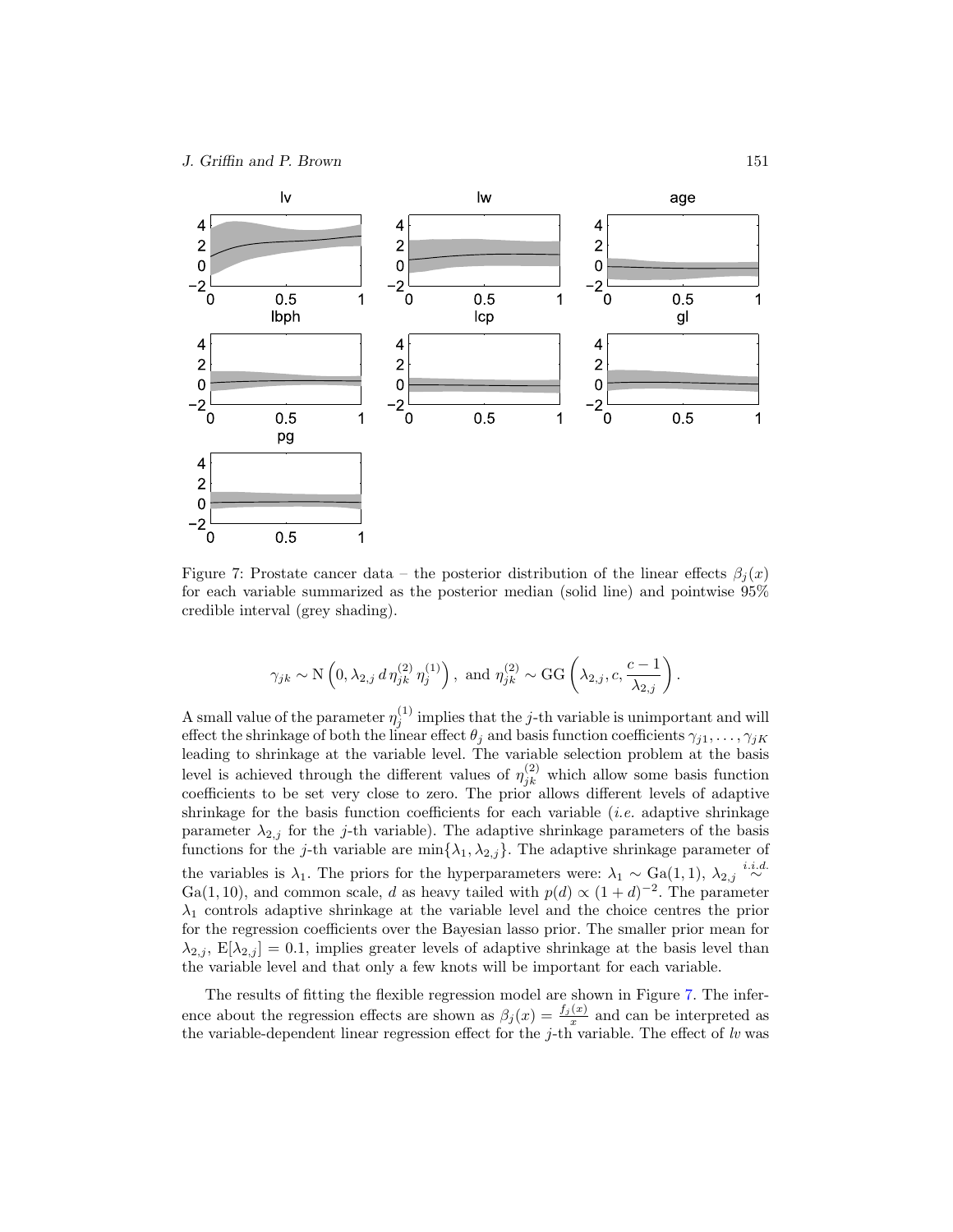Figure 7: Prostate cancer data – the posterior distribution of the linear effects $\beta_j(x)$ for each variable summarized as the posterior median (solid line) and pointwise 95% credible interval (grey shading).

$$\gamma_{jk} \sim \mathrm{N}\left(0, \lambda_{2,j}\, d\, \eta_{jk}^{(2)}\, \eta_j^{(1)}\right), \text{ and } \eta_{jk}^{(2)} \sim \mathrm{GG}\left(\lambda_{2,j}, c, \frac{c-1}{\lambda_{2,j}}\right).$$

A small value of the parameter $\eta_j^{(1)}$ implies that the $j$-th variable is unimportant and will effect the shrinkage of both the linear effect $\theta_j$ and basis function coefficients $\gamma_{j1}, \ldots, \gamma_{jK}$ leading to shrinkage at the variable level. The variable selection problem at the basis level is achieved through the different values of $\eta_{jk}^{(2)}$ which allow some basis function coefficients to be set very close to zero. The prior allows different levels of adaptive shrinkage for the basis function coefficients for each variable (*i.e.* adaptive shrinkage parameter $\lambda_{2,j}$ for the $j$-th variable). The adaptive shrinkage parameters of the basis functions for the $j$-th variable are $\min\{\lambda_1, \lambda_{2,j}\}$. The adaptive shrinkage parameter of the variables is $\lambda_1$. The priors for the hyperparameters were: $\lambda_1 \sim \mathrm{Ga}(1,1)$, $\lambda_{2,j} \stackrel{i.i.d.}{\sim} \mathrm{Ga}(1,10)$, and common scale, $d$ as heavy tailed with $p(d) \propto (1+d)^{-2}$. The parameter $\lambda_1$ controls adaptive shrinkage at the variable level and the choice centres the prior for the regression coefficients over the Bayesian lasso prior. The smaller prior mean for $\lambda_{2,j}$, $\mathrm{E}[\lambda_{2,j}] = 0.1$, implies greater levels of adaptive shrinkage at the basis level than the variable level and that only a few knots will be important for each variable.

The results of fitting the flexible regression model are shown in Figure 7. The inference about the regression effects are shown as $\beta_j(x) = \frac{f_j(x)}{x}$ and can be interpreted as the variable-dependent linear regression effect for the $j$-th variable. The effect of *lv* was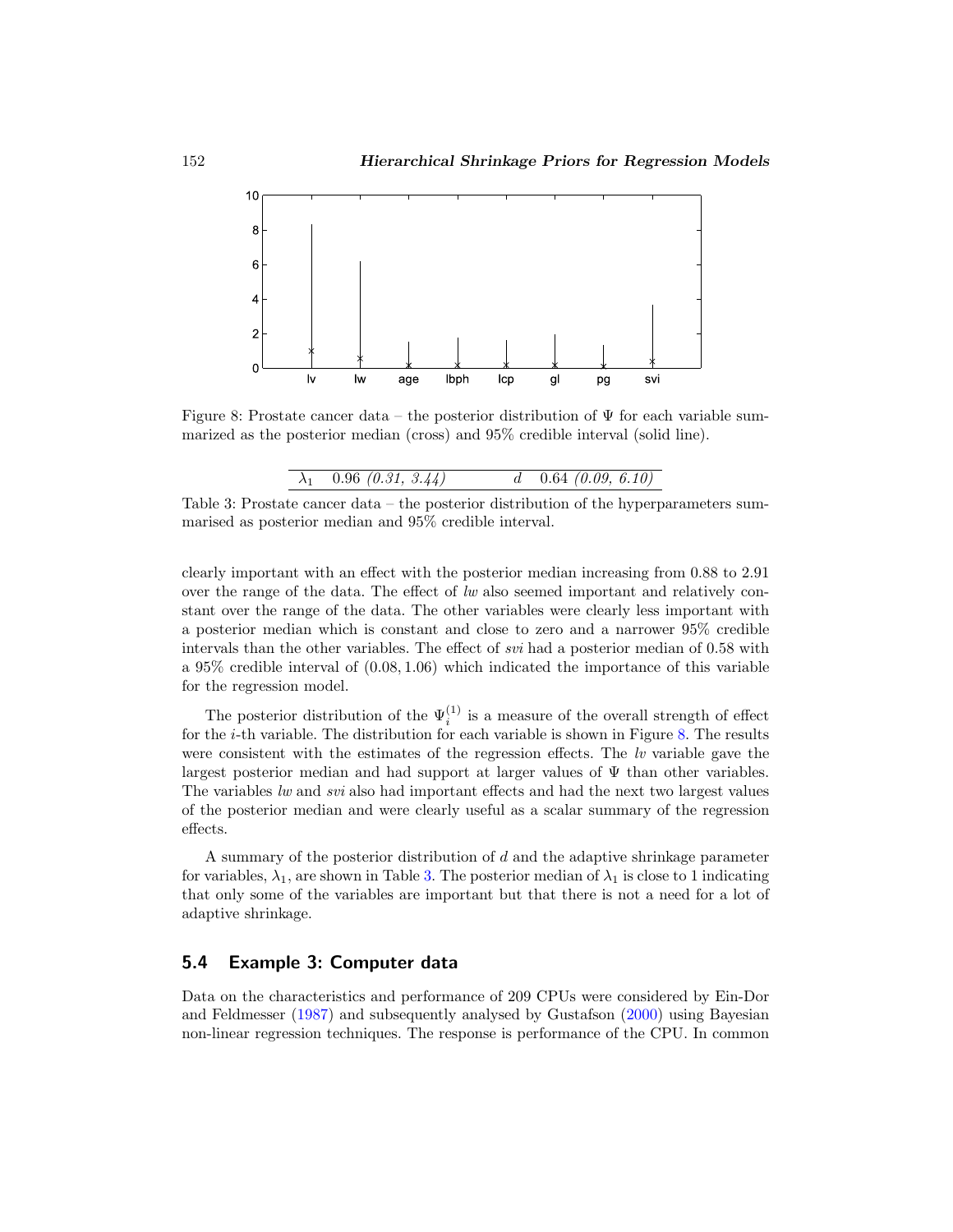Figure 8: Prostate cancer data – the posterior distribution of $\Psi$ for each variable summarized as the posterior median (cross) and 95% credible interval (solid line).

| | | | |
|---|---|---|---|
| $\lambda_1$ | 0.96 *(0.31, 3.44)* | $d$ | 0.64 *(0.09, 6.10)* |

Table 3: Prostate cancer data – the posterior distribution of the hyperparameters summarised as posterior median and 95% credible interval.

clearly important with an effect with the posterior median increasing from 0.88 to 2.91 over the range of the data. The effect of *lw* also seemed important and relatively constant over the range of the data. The other variables were clearly less important with a posterior median which is constant and close to zero and a narrower 95% credible intervals than the other variables. The effect of *svi* had a posterior median of 0.58 with a 95% credible interval of $(0.08, 1.06)$ which indicated the importance of this variable for the regression model.

The posterior distribution of the $\Psi_i^{(1)}$ is a measure of the overall strength of effect for the $i$-th variable. The distribution for each variable is shown in Figure 8. The results were consistent with the estimates of the regression effects. The *lv* variable gave the largest posterior median and had support at larger values of $\Psi$ than other variables. The variables *lw* and *svi* also had important effects and had the next two largest values of the posterior median and were clearly useful as a scalar summary of the regression effects.

A summary of the posterior distribution of $d$ and the adaptive shrinkage parameter for variables, $\lambda_1$, are shown in Table 3. The posterior median of $\lambda_1$ is close to 1 indicating that only some of the variables are important but that there is not a need for a lot of adaptive shrinkage.

## 5.4 Example 3: Computer data

Data on the characteristics and performance of 209 CPUs were considered by Ein-Dor and Feldmesser (1987) and subsequently analysed by Gustafson (2000) using Bayesian non-linear regression techniques. The response is performance of the CPU. In common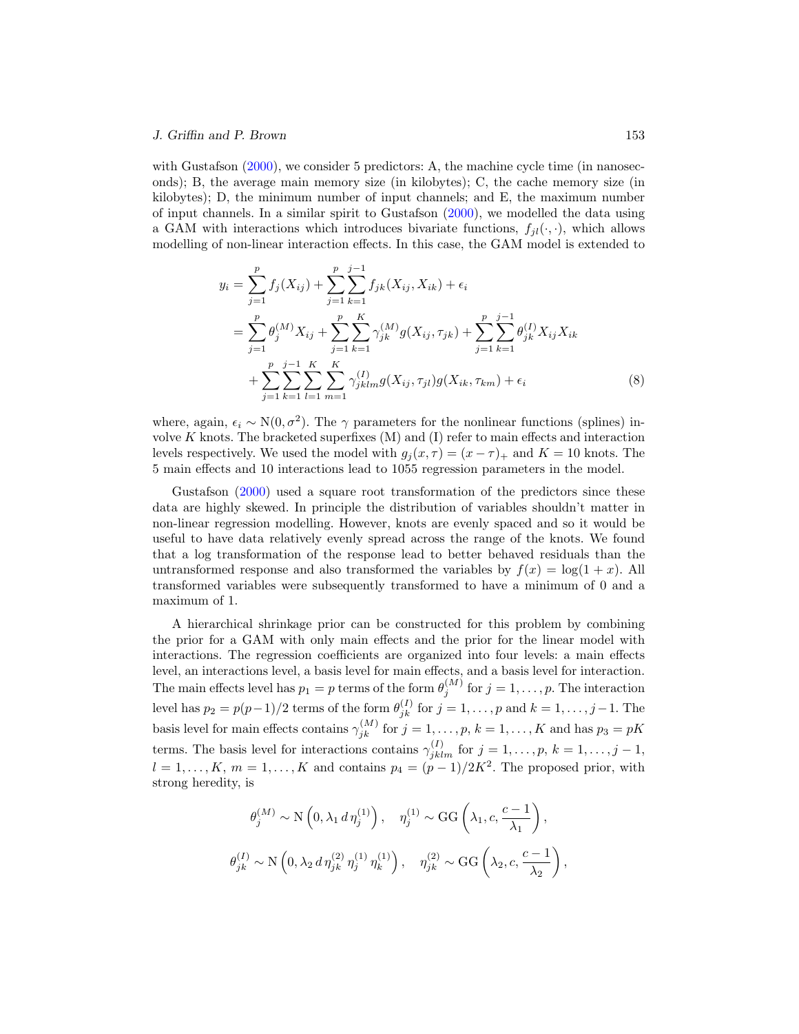with Gustafson (2000), we consider 5 predictors: A, the machine cycle time (in nanoseconds); B, the average main memory size (in kilobytes); C, the cache memory size (in kilobytes); D, the minimum number of input channels; and E, the maximum number of input channels. In a similar spirit to Gustafson (2000), we modelled the data using a GAM with interactions which introduces bivariate functions, $f_{jl}(\cdot,\cdot)$, which allows modelling of non-linear interaction effects. In this case, the GAM model is extended to

$$
\begin{aligned}
y_i &= \sum_{j=1}^{p} f_j(X_{ij}) + \sum_{j=1}^{p}\sum_{k=1}^{j-1} f_{jk}(X_{ij}, X_{ik}) + \epsilon_i \\
&= \sum_{j=1}^{p} \theta_j^{(M)} X_{ij} + \sum_{j=1}^{p}\sum_{k=1}^{K} \gamma_{jk}^{(M)} g(X_{ij}, \tau_{jk}) + \sum_{j=1}^{p}\sum_{k=1}^{j-1} \theta_{jk}^{(I)} X_{ij} X_{ik} \\
&\quad + \sum_{j=1}^{p}\sum_{k=1}^{j-1}\sum_{l=1}^{K}\sum_{m=1}^{K} \gamma_{jklm}^{(I)} g(X_{ij}, \tau_{jl}) g(X_{ik}, \tau_{km}) + \epsilon_i
\end{aligned}
\tag{8}
$$

where, again, $\epsilon_i \sim \mathrm{N}(0, \sigma^2)$. The $\gamma$ parameters for the nonlinear functions (splines) involve $K$ knots. The bracketed superfixes (M) and (I) refer to main effects and interaction levels respectively. We used the model with $g_j(x, \tau) = (x - \tau)_+$ and $K = 10$ knots. The 5 main effects and 10 interactions lead to 1055 regression parameters in the model.

Gustafson (2000) used a square root transformation of the predictors since these data are highly skewed. In principle the distribution of variables shouldn't matter in non-linear regression modelling. However, knots are evenly spaced and so it would be useful to have data relatively evenly spread across the range of the knots. We found that a log transformation of the response lead to better behaved residuals than the untransformed response and also transformed the variables by $f(x) = \log(1 + x)$. All transformed variables were subsequently transformed to have a minimum of 0 and a maximum of 1.

A hierarchical shrinkage prior can be constructed for this problem by combining the prior for a GAM with only main effects and the prior for the linear model with interactions. The regression coefficients are organized into four levels: a main effects level, an interactions level, a basis level for main effects, and a basis level for interaction. The main effects level has $p_1 = p$ terms of the form $\theta_j^{(M)}$ for $j = 1, \ldots, p$. The interaction level has $p_2 = p(p-1)/2$ terms of the form $\theta_{jk}^{(I)}$ for $j = 1, \ldots, p$ and $k = 1, \ldots, j-1$. The basis level for main effects contains $\gamma_{jk}^{(M)}$ for $j = 1, \ldots, p$, $k = 1, \ldots, K$ and has $p_3 = pK$ terms. The basis level for interactions contains $\gamma_{jklm}^{(I)}$ for $j = 1, \ldots, p$, $k = 1, \ldots, j-1$, $l = 1, \ldots, K$, $m = 1, \ldots, K$ and contains $p_4 = (p-1)/2K^2$. The proposed prior, with strong heredity, is

$$
\theta_j^{(M)} \sim \mathrm{N}\left(0, \lambda_1\, d\, \eta_j^{(1)}\right), \quad \eta_j^{(1)} \sim \mathrm{GG}\left(\lambda_1, c, \frac{c-1}{\lambda_1}\right),
$$

$$
\theta_{jk}^{(I)} \sim \mathrm{N}\left(0, \lambda_2\, d\, \eta_{jk}^{(2)}\, \eta_j^{(1)}\, \eta_k^{(1)}\right), \quad \eta_{jk}^{(2)} \sim \mathrm{GG}\left(\lambda_2, c, \frac{c-1}{\lambda_2}\right),
$$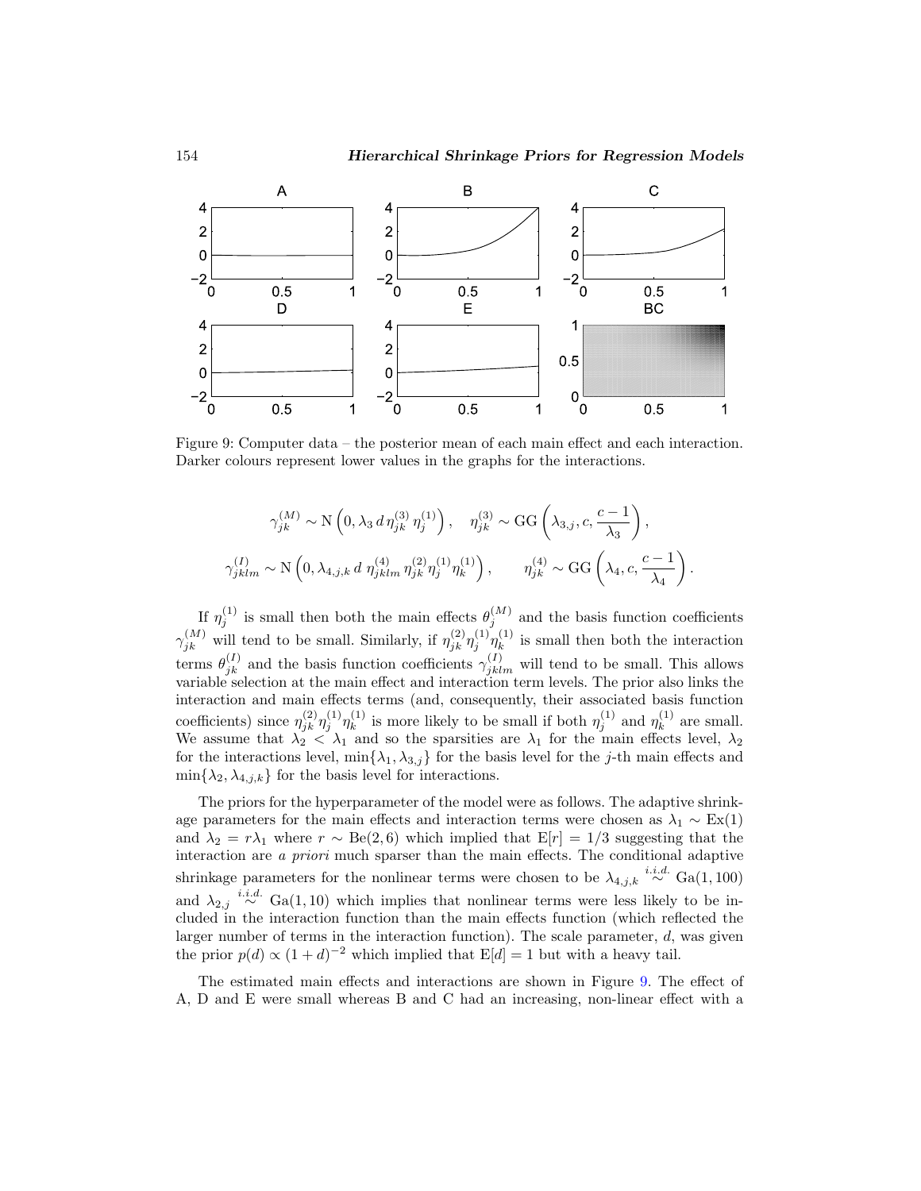Figure 9: Computer data – the posterior mean of each main effect and each interaction. Darker colours represent lower values in the graphs for the interactions.

$$\gamma_{jk}^{(M)} \sim \mathrm{N}\left(0, \lambda_3 \, d \, \eta_{jk}^{(3)} \, \eta_j^{(1)}\right), \quad \eta_{jk}^{(3)} \sim \mathrm{GG}\left(\lambda_{3,j}, c, \frac{c-1}{\lambda_3}\right),$$

$$\gamma_{jklm}^{(I)} \sim \mathrm{N}\left(0, \lambda_{4,j,k} \, d \; \eta_{jklm}^{(4)} \, \eta_{jk}^{(2)} \eta_j^{(1)} \eta_k^{(1)}\right), \qquad \eta_{jk}^{(4)} \sim \mathrm{GG}\left(\lambda_4, c, \frac{c-1}{\lambda_4}\right).$$

If $\eta_j^{(1)}$ is small then both the main effects $\theta_j^{(M)}$ and the basis function coefficients $\gamma_{jk}^{(M)}$ will tend to be small. Similarly, if $\eta_{jk}^{(2)} \eta_j^{(1)} \eta_k^{(1)}$ is small then both the interaction terms $\theta_{jk}^{(I)}$ and the basis function coefficients $\gamma_{jklm}^{(I)}$ will tend to be small. This allows variable selection at the main effect and interaction term levels. The prior also links the interaction and main effects terms (and, consequently, their associated basis function coefficients) since $\eta_{jk}^{(2)} \eta_j^{(1)} \eta_k^{(1)}$ is more likely to be small if both $\eta_j^{(1)}$ and $\eta_k^{(1)}$ are small. We assume that $\lambda_2 < \lambda_1$ and so the sparsities are $\lambda_1$ for the main effects level, $\lambda_2$ for the interactions level, $\min\{\lambda_1, \lambda_{3,j}\}$ for the basis level for the $j$-th main effects and $\min\{\lambda_2, \lambda_{4,j,k}\}$ for the basis level for interactions.

The priors for the hyperparameter of the model were as follows. The adaptive shrinkage parameters for the main effects and interaction terms were chosen as $\lambda_1 \sim \mathrm{Ex}(1)$ and $\lambda_2 = r\lambda_1$ where $r \sim \mathrm{Be}(2, 6)$ which implied that $\mathrm{E}[r] = 1/3$ suggesting that the interaction are *a priori* much sparser than the main effects. The conditional adaptive shrinkage parameters for the nonlinear terms were chosen to be $\lambda_{4,j,k} \overset{i.i.d.}{\sim} \mathrm{Ga}(1, 100)$ and $\lambda_{2,j} \overset{i.i.d.}{\sim} \mathrm{Ga}(1, 10)$ which implies that nonlinear terms were less likely to be included in the interaction function than the main effects function (which reflected the larger number of terms in the interaction function). The scale parameter, $d$, was given the prior $p(d) \propto (1 + d)^{-2}$ which implied that $\mathrm{E}[d] = 1$ but with a heavy tail.

The estimated main effects and interactions are shown in Figure 9. The effect of A, D and E were small whereas B and C had an increasing, non-linear effect with a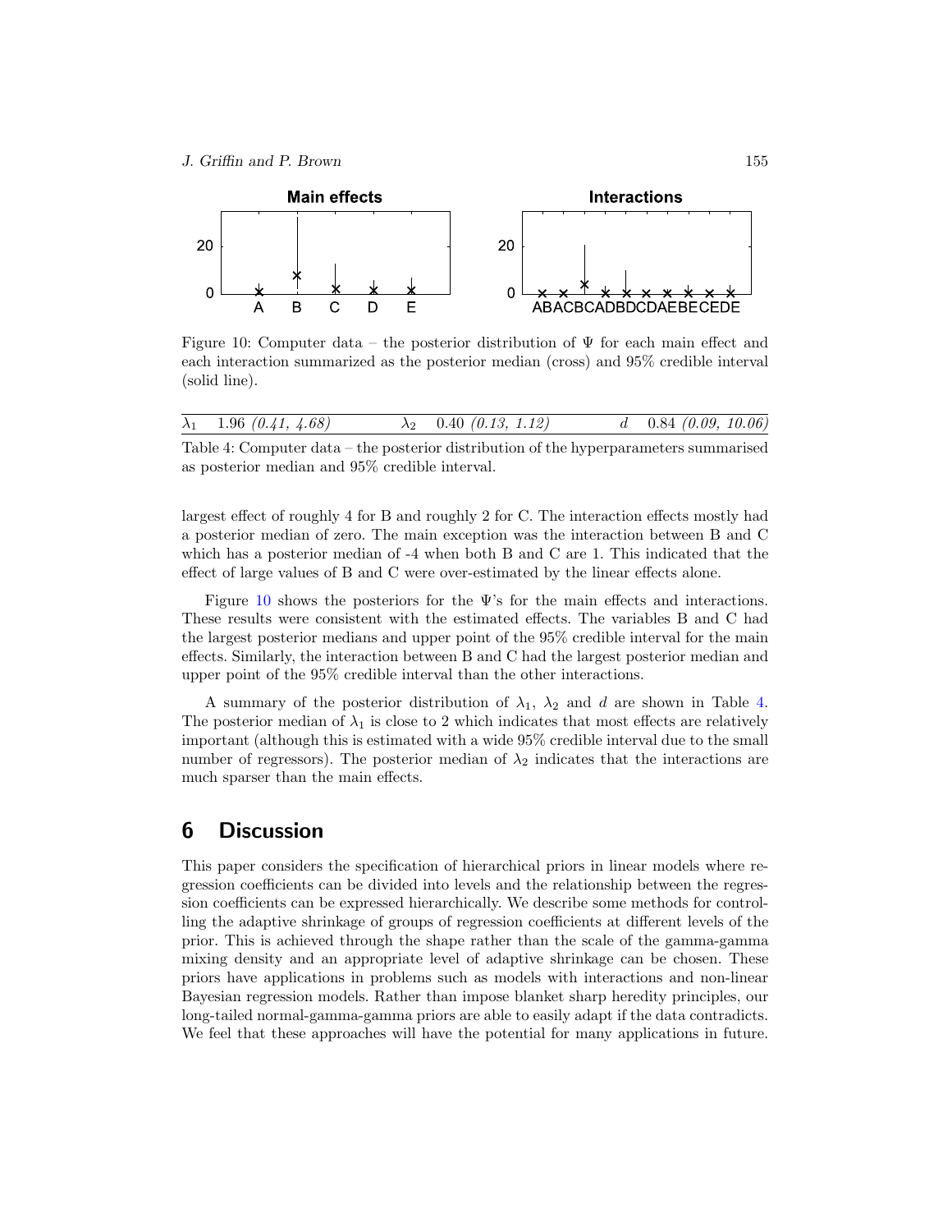Figure 10: Computer data – the posterior distribution of $\Psi$ for each main effect and each interaction summarized as the posterior median (cross) and 95% credible interval (solid line).

| $\lambda_1$ | 1.96 *(0.41, 4.68)* | $\lambda_2$ | 0.40 *(0.13, 1.12)* | $d$ | 0.84 *(0.09, 10.06)* |
|---|---|---|---|---|---|

Table 4: Computer data – the posterior distribution of the hyperparameters summarised as posterior median and 95% credible interval.

largest effect of roughly 4 for B and roughly 2 for C. The interaction effects mostly had a posterior median of zero. The main exception was the interaction between B and C which has a posterior median of -4 when both B and C are 1. This indicated that the effect of large values of B and C were over-estimated by the linear effects alone.

Figure 10 shows the posteriors for the $\Psi$'s for the main effects and interactions. These results were consistent with the estimated effects. The variables B and C had the largest posterior medians and upper point of the 95% credible interval for the main effects. Similarly, the interaction between B and C had the largest posterior median and upper point of the 95% credible interval than the other interactions.

A summary of the posterior distribution of $\lambda_1$, $\lambda_2$ and $d$ are shown in Table 4. The posterior median of $\lambda_1$ is close to 2 which indicates that most effects are relatively important (although this is estimated with a wide 95% credible interval due to the small number of regressors). The posterior median of $\lambda_2$ indicates that the interactions are much sparser than the main effects.

## 6 Discussion

This paper considers the specification of hierarchical priors in linear models where regression coefficients can be divided into levels and the relationship between the regression coefficients can be expressed hierarchically. We describe some methods for controlling the adaptive shrinkage of groups of regression coefficients at different levels of the prior. This is achieved through the shape rather than the scale of the gamma-gamma mixing density and an appropriate level of adaptive shrinkage can be chosen. These priors have applications in problems such as models with interactions and non-linear Bayesian regression models. Rather than impose blanket sharp heredity principles, our long-tailed normal-gamma-gamma priors are able to easily adapt if the data contradicts. We feel that these approaches will have the potential for many applications in future.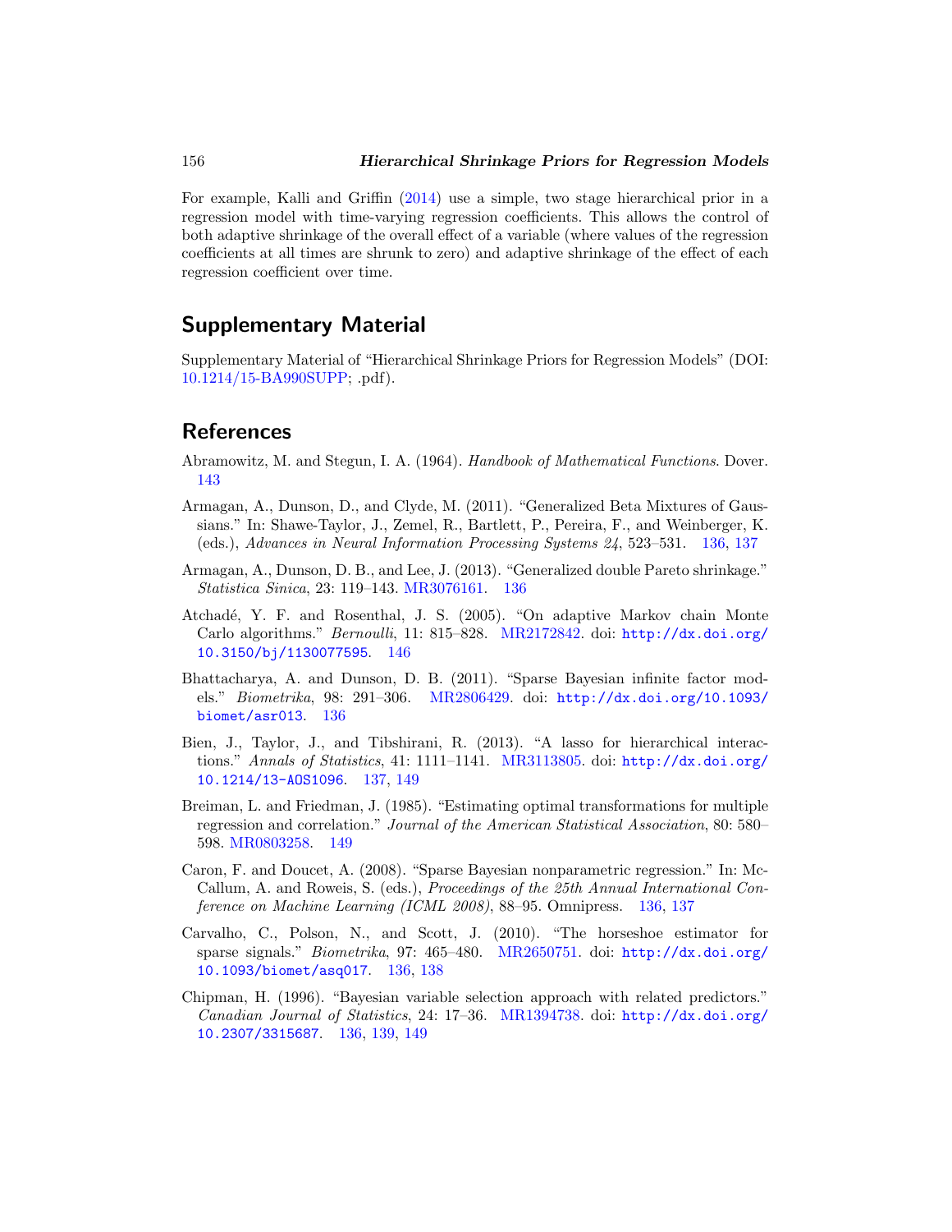For example, Kalli and Griffin (2014) use a simple, two stage hierarchical prior in a regression model with time-varying regression coefficients. This allows the control of both adaptive shrinkage of the overall effect of a variable (where values of the regression coefficients at all times are shrunk to zero) and adaptive shrinkage of the effect of each regression coefficient over time.

## Supplementary Material

Supplementary Material of "Hierarchical Shrinkage Priors for Regression Models" (DOI: 10.1214/15-BA990SUPP; .pdf).

## References

Abramowitz, M. and Stegun, I. A. (1964). *Handbook of Mathematical Functions*. Dover. 143

Armagan, A., Dunson, D., and Clyde, M. (2011). "Generalized Beta Mixtures of Gaussians." In: Shawe-Taylor, J., Zemel, R., Bartlett, P., Pereira, F., and Weinberger, K. (eds.), *Advances in Neural Information Processing Systems 24*, 523–531. 136, 137

Armagan, A., Dunson, D. B., and Lee, J. (2013). "Generalized double Pareto shrinkage." *Statistica Sinica*, 23: 119–143. MR3076161. 136

Atchadé, Y. F. and Rosenthal, J. S. (2005). "On adaptive Markov chain Monte Carlo algorithms." *Bernoulli*, 11: 815–828. MR2172842. doi: http://dx.doi.org/10.3150/bj/1130077595. 146

Bhattacharya, A. and Dunson, D. B. (2011). "Sparse Bayesian infinite factor models." *Biometrika*, 98: 291–306. MR2806429. doi: http://dx.doi.org/10.1093/biomet/asr013. 136

Bien, J., Taylor, J., and Tibshirani, R. (2013). "A lasso for hierarchical interactions." *Annals of Statistics*, 41: 1111–1141. MR3113805. doi: http://dx.doi.org/10.1214/13-AOS1096. 137, 149

Breiman, L. and Friedman, J. (1985). "Estimating optimal transformations for multiple regression and correlation." *Journal of the American Statistical Association*, 80: 580–598. MR0803258. 149

Caron, F. and Doucet, A. (2008). "Sparse Bayesian nonparametric regression." In: McCallum, A. and Roweis, S. (eds.), *Proceedings of the 25th Annual International Conference on Machine Learning (ICML 2008)*, 88–95. Omnipress. 136, 137

Carvalho, C., Polson, N., and Scott, J. (2010). "The horseshoe estimator for sparse signals." *Biometrika*, 97: 465–480. MR2650751. doi: http://dx.doi.org/10.1093/biomet/asq017. 136, 138

Chipman, H. (1996). "Bayesian variable selection approach with related predictors." *Canadian Journal of Statistics*, 24: 17–36. MR1394738. doi: http://dx.doi.org/10.2307/3315687. 136, 139, 149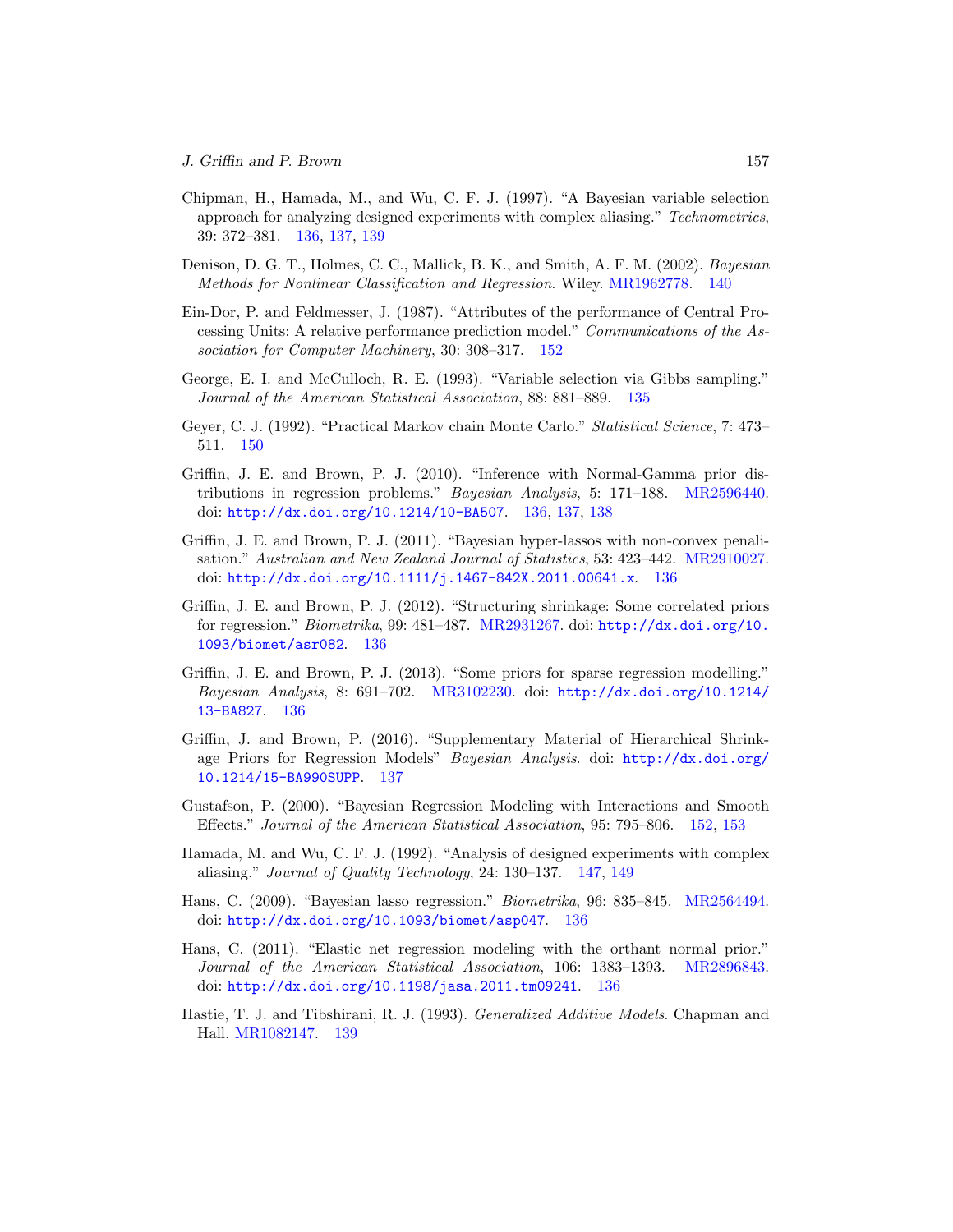Chipman, H., Hamada, M., and Wu, C. F. J. (1997). "A Bayesian variable selection approach for analyzing designed experiments with complex aliasing." *Technometrics*, 39: 372–381. 136, 137, 139

Denison, D. G. T., Holmes, C. C., Mallick, B. K., and Smith, A. F. M. (2002). *Bayesian Methods for Nonlinear Classification and Regression*. Wiley. MR1962778. 140

Ein-Dor, P. and Feldmesser, J. (1987). "Attributes of the performance of Central Processing Units: A relative performance prediction model." *Communications of the Association for Computer Machinery*, 30: 308–317. 152

George, E. I. and McCulloch, R. E. (1993). "Variable selection via Gibbs sampling." *Journal of the American Statistical Association*, 88: 881–889. 135

Geyer, C. J. (1992). "Practical Markov chain Monte Carlo." *Statistical Science*, 7: 473–511. 150

Griffin, J. E. and Brown, P. J. (2010). "Inference with Normal-Gamma prior distributions in regression problems." *Bayesian Analysis*, 5: 171–188. MR2596440. doi: `http://dx.doi.org/10.1214/10-BA507`. 136, 137, 138

Griffin, J. E. and Brown, P. J. (2011). "Bayesian hyper-lassos with non-convex penalisation." *Australian and New Zealand Journal of Statistics*, 53: 423–442. MR2910027. doi: `http://dx.doi.org/10.1111/j.1467-842X.2011.00641.x`. 136

Griffin, J. E. and Brown, P. J. (2012). "Structuring shrinkage: Some correlated priors for regression." *Biometrika*, 99: 481–487. MR2931267. doi: `http://dx.doi.org/10.1093/biomet/asr082`. 136

Griffin, J. E. and Brown, P. J. (2013). "Some priors for sparse regression modelling." *Bayesian Analysis*, 8: 691–702. MR3102230. doi: `http://dx.doi.org/10.1214/13-BA827`. 136

Griffin, J. and Brown, P. (2016). "Supplementary Material of Hierarchical Shrinkage Priors for Regression Models" *Bayesian Analysis*. doi: `http://dx.doi.org/10.1214/15-BA990SUPP`. 137

Gustafson, P. (2000). "Bayesian Regression Modeling with Interactions and Smooth Effects." *Journal of the American Statistical Association*, 95: 795–806. 152, 153

Hamada, M. and Wu, C. F. J. (1992). "Analysis of designed experiments with complex aliasing." *Journal of Quality Technology*, 24: 130–137. 147, 149

Hans, C. (2009). "Bayesian lasso regression." *Biometrika*, 96: 835–845. MR2564494. doi: `http://dx.doi.org/10.1093/biomet/asp047`. 136

Hans, C. (2011). "Elastic net regression modeling with the orthant normal prior." *Journal of the American Statistical Association*, 106: 1383–1393. MR2896843. doi: `http://dx.doi.org/10.1198/jasa.2011.tm09241`. 136

Hastie, T. J. and Tibshirani, R. J. (1993). *Generalized Additive Models*. Chapman and Hall. MR1082147. 139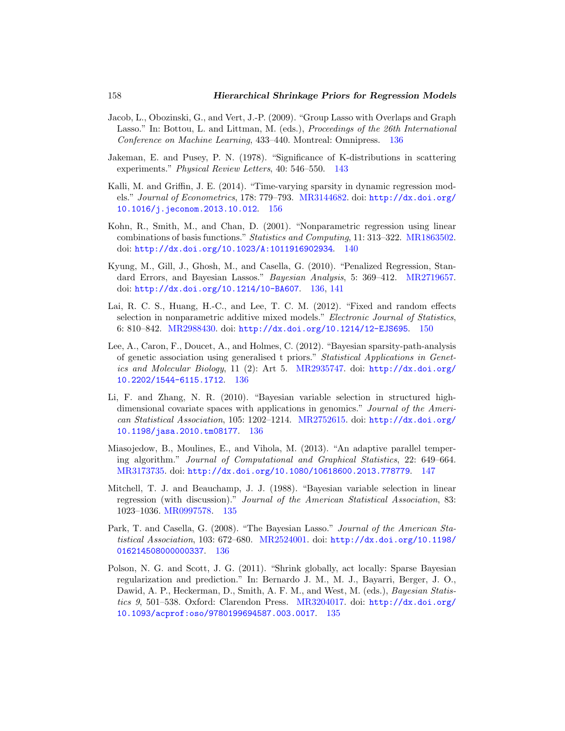Jacob, L., Obozinski, G., and Vert, J.-P. (2009). "Group Lasso with Overlaps and Graph Lasso." In: Bottou, L. and Littman, M. (eds.), *Proceedings of the 26th International Conference on Machine Learning*, 433–440. Montreal: Omnipress. 136

Jakeman, E. and Pusey, P. N. (1978). "Significance of K-distributions in scattering experiments." *Physical Review Letters*, 40: 546–550. 143

Kalli, M. and Griffin, J. E. (2014). "Time-varying sparsity in dynamic regression models." *Journal of Econometrics*, 178: 779–793. MR3144682. doi: http://dx.doi.org/10.1016/j.jeconom.2013.10.012. 156

Kohn, R., Smith, M., and Chan, D. (2001). "Nonparametric regression using linear combinations of basis functions." *Statistics and Computing*, 11: 313–322. MR1863502. doi: http://dx.doi.org/10.1023/A:1011916902934. 140

Kyung, M., Gill, J., Ghosh, M., and Casella, G. (2010). "Penalized Regression, Standard Errors, and Bayesian Lassos." *Bayesian Analysis*, 5: 369–412. MR2719657. doi: http://dx.doi.org/10.1214/10-BA607. 136, 141

Lai, R. C. S., Huang, H.-C., and Lee, T. C. M. (2012). "Fixed and random effects selection in nonparametric additive mixed models." *Electronic Journal of Statistics*, 6: 810–842. MR2988430. doi: http://dx.doi.org/10.1214/12-EJS695. 150

Lee, A., Caron, F., Doucet, A., and Holmes, C. (2012). "Bayesian sparsity-path-analysis of genetic association using generalised t priors." *Statistical Applications in Genetics and Molecular Biology*, 11 (2): Art 5. MR2935747. doi: http://dx.doi.org/10.2202/1544-6115.1712. 136

Li, F. and Zhang, N. R. (2010). "Bayesian variable selection in structured high-dimensional covariate spaces with applications in genomics." *Journal of the American Statistical Association*, 105: 1202–1214. MR2752615. doi: http://dx.doi.org/10.1198/jasa.2010.tm08177. 136

Miasojedow, B., Moulines, E., and Vihola, M. (2013). "An adaptive parallel tempering algorithm." *Journal of Computational and Graphical Statistics*, 22: 649–664. MR3173735. doi: http://dx.doi.org/10.1080/10618600.2013.778779. 147

Mitchell, T. J. and Beauchamp, J. J. (1988). "Bayesian variable selection in linear regression (with discussion)." *Journal of the American Statistical Association*, 83: 1023–1036. MR0997578. 135

Park, T. and Casella, G. (2008). "The Bayesian Lasso." *Journal of the American Statistical Association*, 103: 672–680. MR2524001. doi: http://dx.doi.org/10.1198/016214508000000337. 136

Polson, N. G. and Scott, J. G. (2011). "Shrink globally, act locally: Sparse Bayesian regularization and prediction." In: Bernardo J. M., M. J., Bayarri, Berger, J. O., Dawid, A. P., Heckerman, D., Smith, A. F. M., and West, M. (eds.), *Bayesian Statistics 9*, 501–538. Oxford: Clarendon Press. MR3204017. doi: http://dx.doi.org/10.1093/acprof:oso/9780199694587.003.0017. 135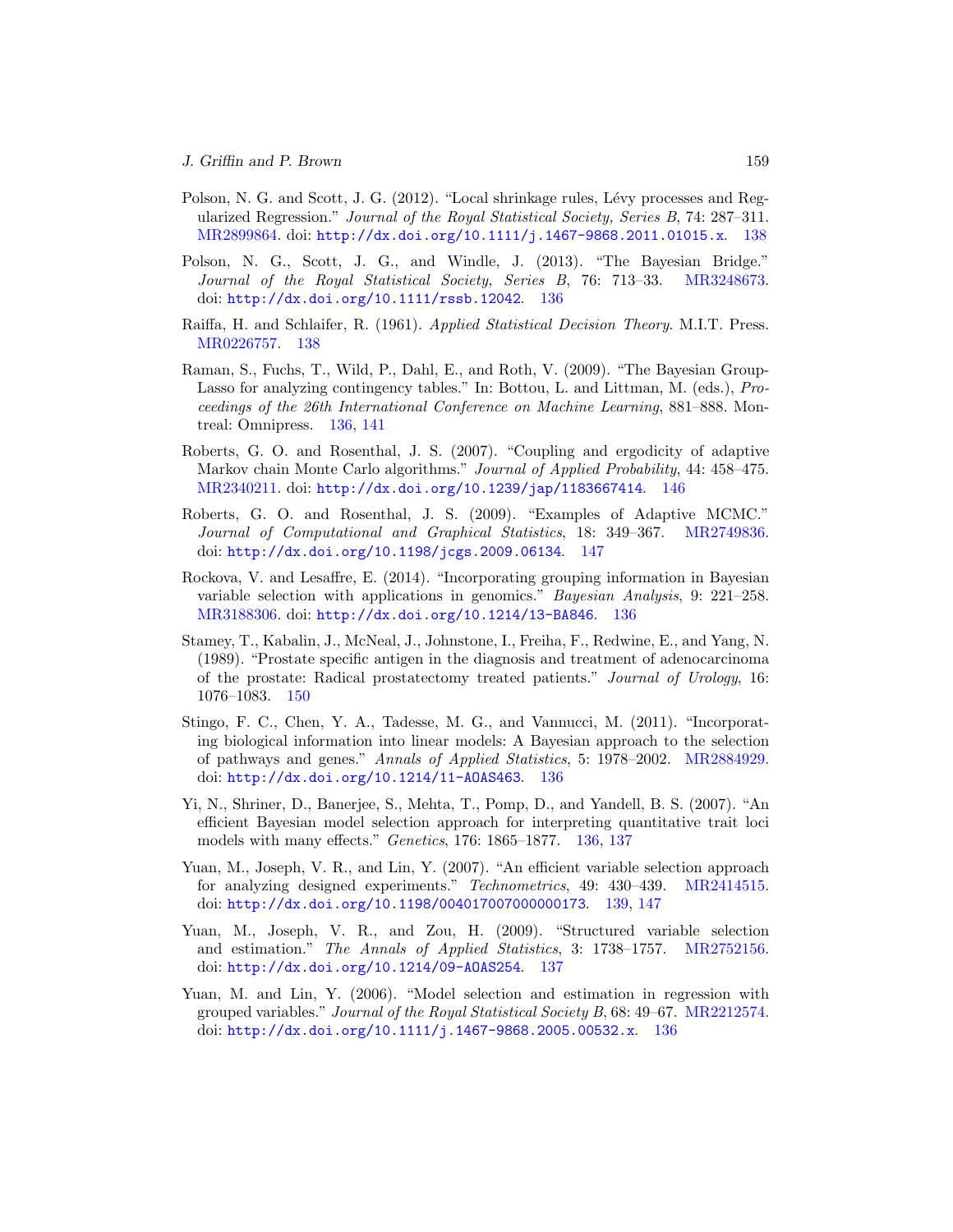Polson, N. G. and Scott, J. G. (2012). "Local shrinkage rules, Lévy processes and Regularized Regression." *Journal of the Royal Statistical Society, Series B*, 74: 287–311. MR2899864. doi: http://dx.doi.org/10.1111/j.1467-9868.2011.01015.x. 138

Polson, N. G., Scott, J. G., and Windle, J. (2013). "The Bayesian Bridge." *Journal of the Royal Statistical Society, Series B*, 76: 713–33. MR3248673. doi: http://dx.doi.org/10.1111/rssb.12042. 136

Raiffa, H. and Schlaifer, R. (1961). *Applied Statistical Decision Theory*. M.I.T. Press. MR0226757. 138

Raman, S., Fuchs, T., Wild, P., Dahl, E., and Roth, V. (2009). "The Bayesian Group-Lasso for analyzing contingency tables." In: Bottou, L. and Littman, M. (eds.), *Proceedings of the 26th International Conference on Machine Learning*, 881–888. Montreal: Omnipress. 136, 141

Roberts, G. O. and Rosenthal, J. S. (2007). "Coupling and ergodicity of adaptive Markov chain Monte Carlo algorithms." *Journal of Applied Probability*, 44: 458–475. MR2340211. doi: http://dx.doi.org/10.1239/jap/1183667414. 146

Roberts, G. O. and Rosenthal, J. S. (2009). "Examples of Adaptive MCMC." *Journal of Computational and Graphical Statistics*, 18: 349–367. MR2749836. doi: http://dx.doi.org/10.1198/jcgs.2009.06134. 147

Rockova, V. and Lesaffre, E. (2014). "Incorporating grouping information in Bayesian variable selection with applications in genomics." *Bayesian Analysis*, 9: 221–258. MR3188306. doi: http://dx.doi.org/10.1214/13-BA846. 136

Stamey, T., Kabalin, J., McNeal, J., Johnstone, I., Freiha, F., Redwine, E., and Yang, N. (1989). "Prostate specific antigen in the diagnosis and treatment of adenocarcinoma of the prostate: Radical prostatectomy treated patients." *Journal of Urology*, 16: 1076–1083. 150

Stingo, F. C., Chen, Y. A., Tadesse, M. G., and Vannucci, M. (2011). "Incorporating biological information into linear models: A Bayesian approach to the selection of pathways and genes." *Annals of Applied Statistics*, 5: 1978–2002. MR2884929. doi: http://dx.doi.org/10.1214/11-AOAS463. 136

Yi, N., Shriner, D., Banerjee, S., Mehta, T., Pomp, D., and Yandell, B. S. (2007). "An efficient Bayesian model selection approach for interpreting quantitative trait loci models with many effects." *Genetics*, 176: 1865–1877. 136, 137

Yuan, M., Joseph, V. R., and Lin, Y. (2007). "An efficient variable selection approach for analyzing designed experiments." *Technometrics*, 49: 430–439. MR2414515. doi: http://dx.doi.org/10.1198/004017007000000173. 139, 147

Yuan, M., Joseph, V. R., and Zou, H. (2009). "Structured variable selection and estimation." *The Annals of Applied Statistics*, 3: 1738–1757. MR2752156. doi: http://dx.doi.org/10.1214/09-AOAS254. 137

Yuan, M. and Lin, Y. (2006). "Model selection and estimation in regression with grouped variables." *Journal of the Royal Statistical Society B*, 68: 49–67. MR2212574. doi: http://dx.doi.org/10.1111/j.1467-9868.2005.00532.x. 136